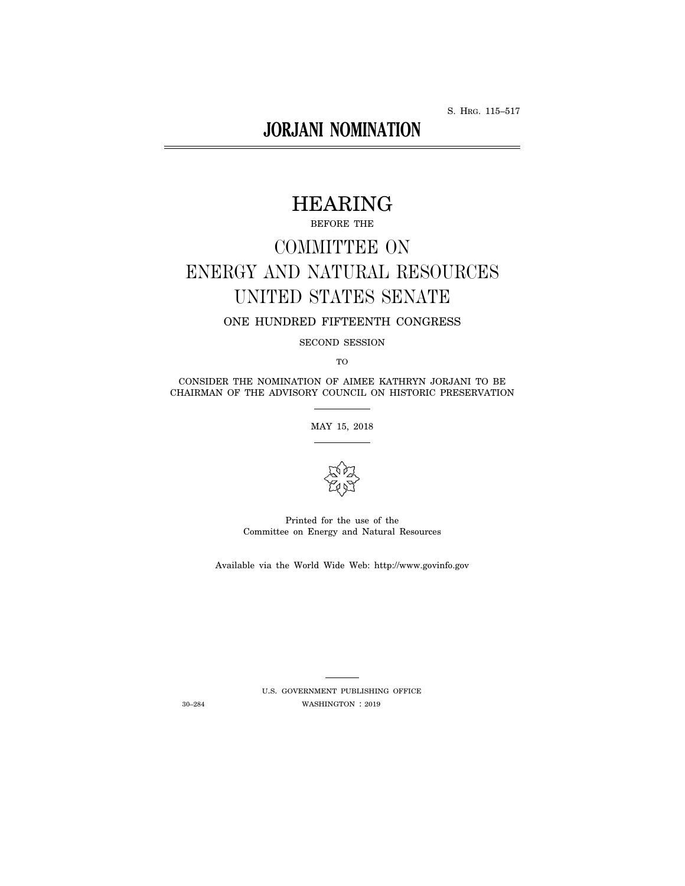S. HRG. 115–517

# JORJANI NOMINATION

# HEARING

BEFORE THE

## COMMITTEE ON ENERGY AND NATURAL RESOURCES UNITED STATES SENATE

ONE HUNDRED FIFTEENTH CONGRESS

SECOND SESSION

TO

CONSIDER THE NOMINATION OF AIMEE KATHRYN JORJANI TO BE CHAIRMAN OF THE ADVISORY COUNCIL ON HISTORIC PRESERVATION

MAY 15, 2018

Printed for the use of the Committee on Energy and Natural Resources

Available via the World Wide Web: http://www.govinfo.gov

U.S. GOVERNMENT PUBLISHING OFFICE

30–284 WASHINGTON : 2019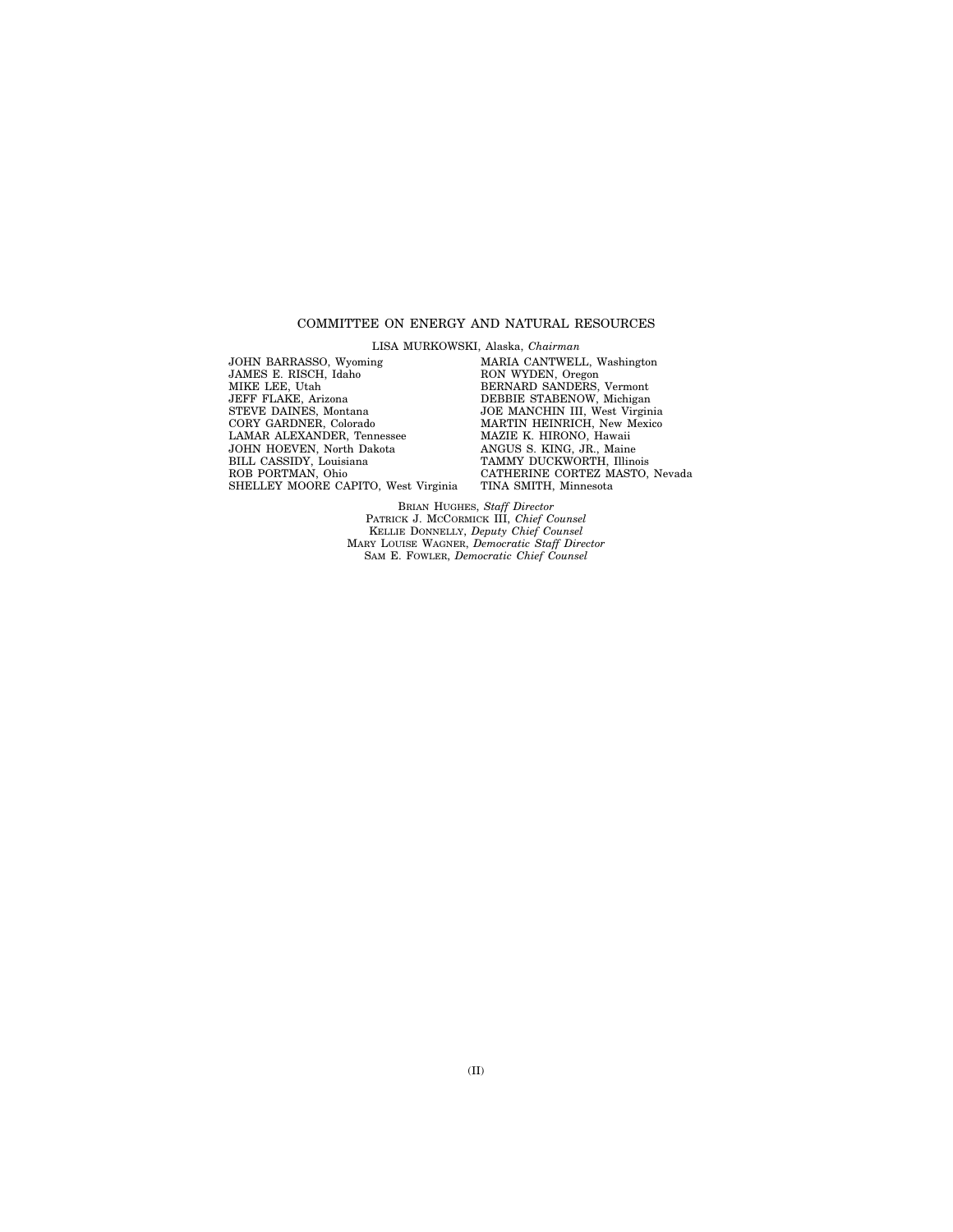## COMMITTEE ON ENERGY AND NATURAL RESOURCES

LISA MURKOWSKI, Alaska, *Chairman*

JOHN BARRASSO, Wyoming
JAMES E. RISCH, Idaho
MIKE LEE, Utah
JEFF FLAKE, Arizona
STEVE DAINES, Montana
CORY GARDNER, Colorado
LAMAR ALEXANDER, Tennessee
JOHN HOEVEN, North Dakota
BILL CASSIDY, Louisiana
ROB PORTMAN, Ohio
SHELLEY MOORE CAPITO, West Virginia

MARIA CANTWELL, Washington
RON WYDEN, Oregon
BERNARD SANDERS, Vermont
DEBBIE STABENOW, Michigan
JOE MANCHIN III, West Virginia
MARTIN HEINRICH, New Mexico
MAZIE K. HIRONO, Hawaii
ANGUS S. KING, JR., Maine
TAMMY DUCKWORTH, Illinois
CATHERINE CORTEZ MASTO, Nevada
TINA SMITH, Minnesota

BRIAN HUGHES, *Staff Director*
PATRICK J. MCCORMICK III, *Chief Counsel*
KELLIE DONNELLY, *Deputy Chief Counsel*
MARY LOUISE WAGNER, *Democratic Staff Director*
SAM E. FOWLER, *Democratic Chief Counsel*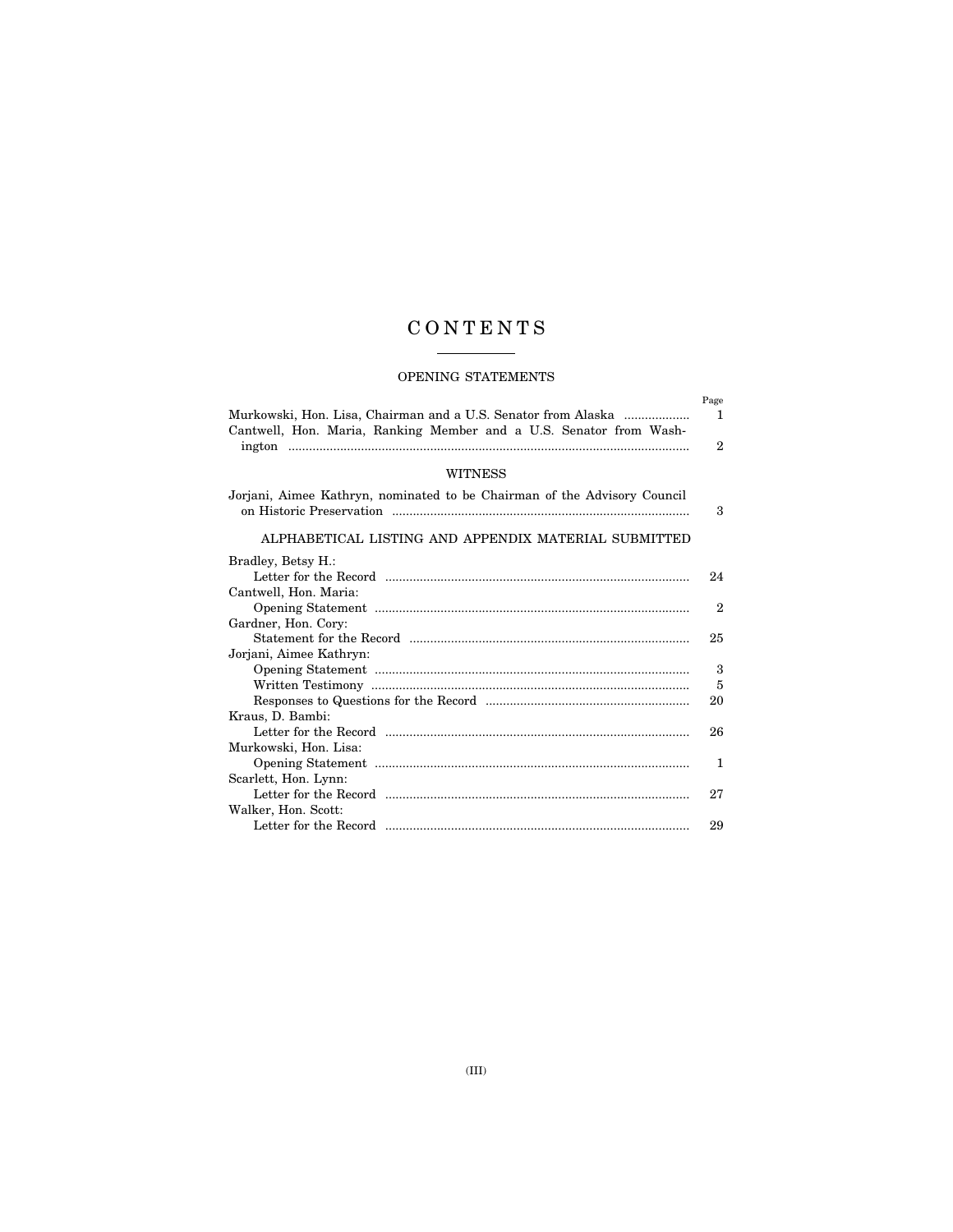# CONTENTS

## OPENING STATEMENTS

| | Page |
|---|---|
| Murkowski, Hon. Lisa, Chairman and a U.S. Senator from Alaska | 1 |
| Cantwell, Hon. Maria, Ranking Member and a U.S. Senator from Washington | 2 |

## WITNESS

| | |
|---|---|
| Jorjani, Aimee Kathryn, nominated to be Chairman of the Advisory Council on Historic Preservation | 3 |

## ALPHABETICAL LISTING AND APPENDIX MATERIAL SUBMITTED

| | |
|---|---|
| Bradley, Betsy H.: | |
| Letter for the Record | 24 |
| Cantwell, Hon. Maria: | |
| Opening Statement | 2 |
| Gardner, Hon. Cory: | |
| Statement for the Record | 25 |
| Jorjani, Aimee Kathryn: | |
| Opening Statement | 3 |
| Written Testimony | 5 |
| Responses to Questions for the Record | 20 |
| Kraus, D. Bambi: | |
| Letter for the Record | 26 |
| Murkowski, Hon. Lisa: | |
| Opening Statement | 1 |
| Scarlett, Hon. Lynn: | |
| Letter for the Record | 27 |
| Walker, Hon. Scott: | |
| Letter for the Record | 29 |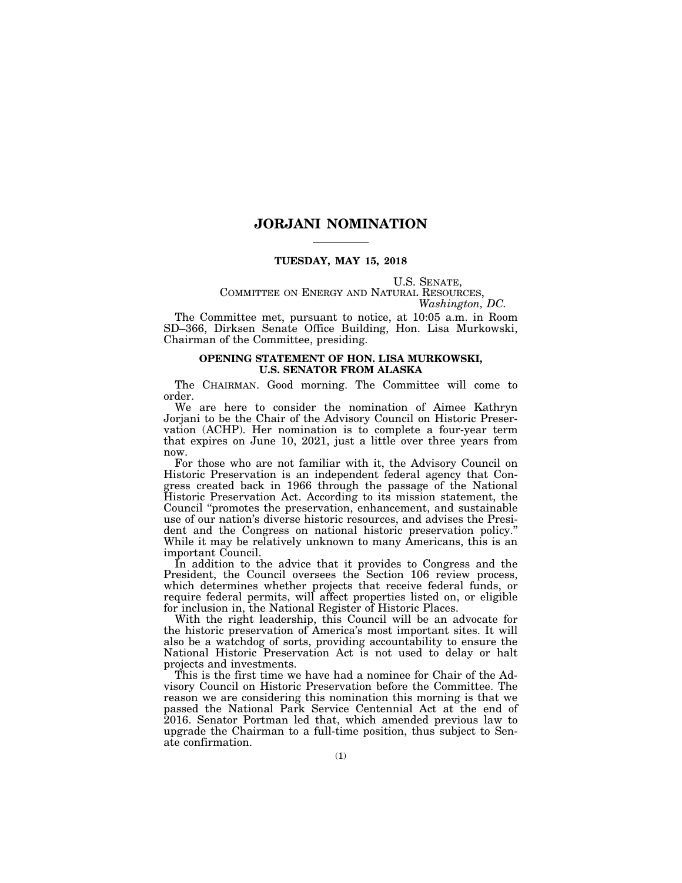# JORJANI NOMINATION

**TUESDAY, MAY 15, 2018**

U.S. SENATE,
COMMITTEE ON ENERGY AND NATURAL RESOURCES,
*Washington, DC.*

The Committee met, pursuant to notice, at 10:05 a.m. in Room SD–366, Dirksen Senate Office Building, Hon. Lisa Murkowski, Chairman of the Committee, presiding.

## OPENING STATEMENT OF HON. LISA MURKOWSKI, U.S. SENATOR FROM ALASKA

The CHAIRMAN. Good morning. The Committee will come to order.

We are here to consider the nomination of Aimee Kathryn Jorjani to be the Chair of the Advisory Council on Historic Preservation (ACHP). Her nomination is to complete a four-year term that expires on June 10, 2021, just a little over three years from now.

For those who are not familiar with it, the Advisory Council on Historic Preservation is an independent federal agency that Congress created back in 1966 through the passage of the National Historic Preservation Act. According to its mission statement, the Council "promotes the preservation, enhancement, and sustainable use of our nation's diverse historic resources, and advises the President and the Congress on national historic preservation policy." While it may be relatively unknown to many Americans, this is an important Council.

In addition to the advice that it provides to Congress and the President, the Council oversees the Section 106 review process, which determines whether projects that receive federal funds, or require federal permits, will affect properties listed on, or eligible for inclusion in, the National Register of Historic Places.

With the right leadership, this Council will be an advocate for the historic preservation of America's most important sites. It will also be a watchdog of sorts, providing accountability to ensure the National Historic Preservation Act is not used to delay or halt projects and investments.

This is the first time we have had a nominee for Chair of the Advisory Council on Historic Preservation before the Committee. The reason we are considering this nomination this morning is that we passed the National Park Service Centennial Act at the end of 2016. Senator Portman led that, which amended previous law to upgrade the Chairman to a full-time position, thus subject to Senate confirmation.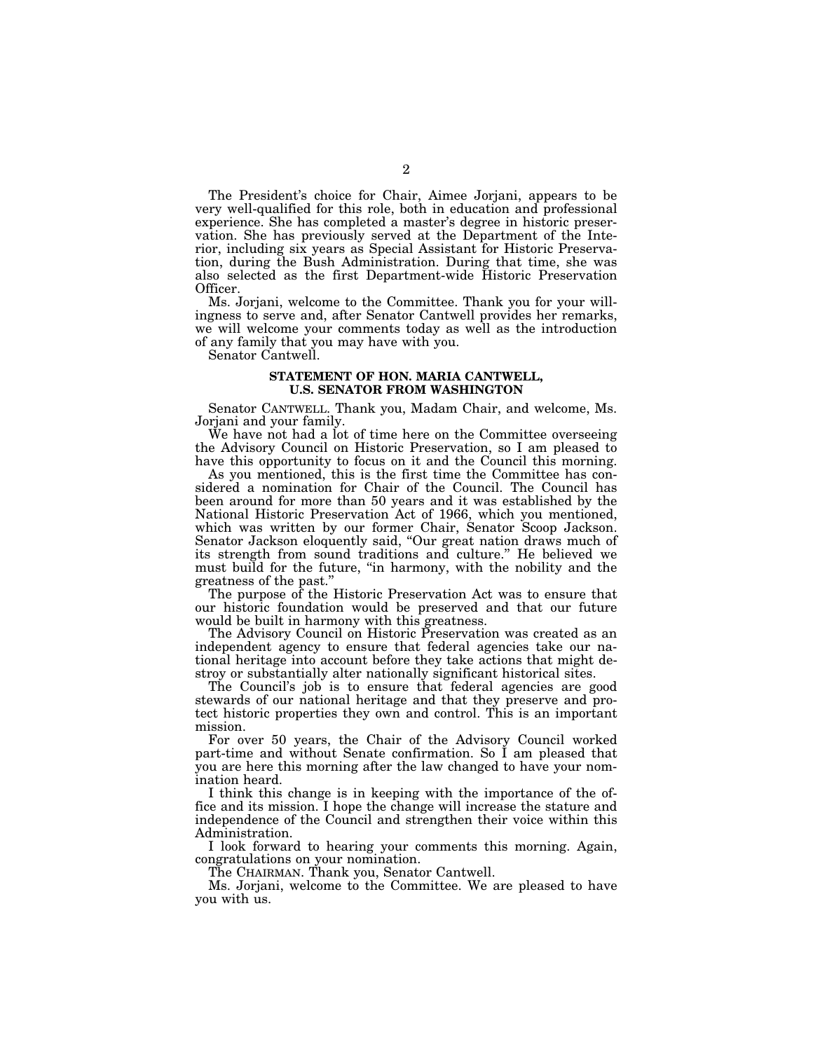The President's choice for Chair, Aimee Jorjani, appears to be very well-qualified for this role, both in education and professional experience. She has completed a master's degree in historic preservation. She has previously served at the Department of the Interior, including six years as Special Assistant for Historic Preservation, during the Bush Administration. During that time, she was also selected as the first Department-wide Historic Preservation Officer.

Ms. Jorjani, welcome to the Committee. Thank you for your willingness to serve and, after Senator Cantwell provides her remarks, we will welcome your comments today as well as the introduction of any family that you may have with you.

Senator Cantwell.

### STATEMENT OF HON. MARIA CANTWELL, U.S. SENATOR FROM WASHINGTON

Senator CANTWELL. Thank you, Madam Chair, and welcome, Ms. Jorjani and your family.

We have not had a lot of time here on the Committee overseeing the Advisory Council on Historic Preservation, so I am pleased to have this opportunity to focus on it and the Council this morning.

As you mentioned, this is the first time the Committee has considered a nomination for Chair of the Council. The Council has been around for more than 50 years and it was established by the National Historic Preservation Act of 1966, which you mentioned, which was written by our former Chair, Senator Scoop Jackson. Senator Jackson eloquently said, "Our great nation draws much of its strength from sound traditions and culture." He believed we must build for the future, "in harmony, with the nobility and the greatness of the past."

The purpose of the Historic Preservation Act was to ensure that our historic foundation would be preserved and that our future would be built in harmony with this greatness.

The Advisory Council on Historic Preservation was created as an independent agency to ensure that federal agencies take our national heritage into account before they take actions that might destroy or substantially alter nationally significant historical sites.

The Council's job is to ensure that federal agencies are good stewards of our national heritage and that they preserve and protect historic properties they own and control. This is an important mission.

For over 50 years, the Chair of the Advisory Council worked part-time and without Senate confirmation. So I am pleased that you are here this morning after the law changed to have your nomination heard.

I think this change is in keeping with the importance of the office and its mission. I hope the change will increase the stature and independence of the Council and strengthen their voice within this Administration.

I look forward to hearing your comments this morning. Again, congratulations on your nomination.

The CHAIRMAN. Thank you, Senator Cantwell.

Ms. Jorjani, welcome to the Committee. We are pleased to have you with us.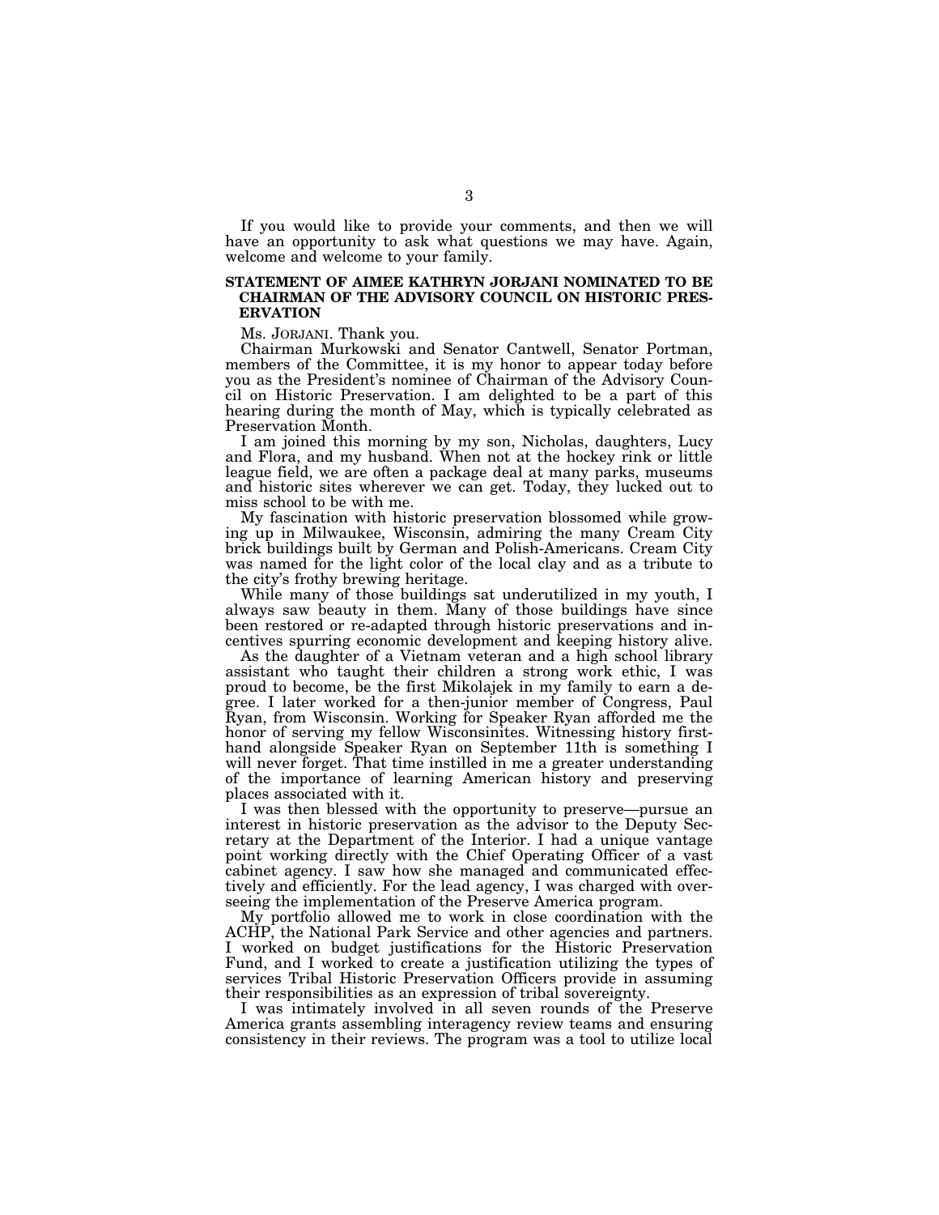If you would like to provide your comments, and then we will have an opportunity to ask what questions we may have. Again, welcome and welcome to your family.

## STATEMENT OF AIMEE KATHRYN JORJANI NOMINATED TO BE CHAIRMAN OF THE ADVISORY COUNCIL ON HISTORIC PRESERVATION

Ms. JORJANI. Thank you.

Chairman Murkowski and Senator Cantwell, Senator Portman, members of the Committee, it is my honor to appear today before you as the President's nominee of Chairman of the Advisory Council on Historic Preservation. I am delighted to be a part of this hearing during the month of May, which is typically celebrated as Preservation Month.

I am joined this morning by my son, Nicholas, daughters, Lucy and Flora, and my husband. When not at the hockey rink or little league field, we are often a package deal at many parks, museums and historic sites wherever we can get. Today, they lucked out to miss school to be with me.

My fascination with historic preservation blossomed while growing up in Milwaukee, Wisconsin, admiring the many Cream City brick buildings built by German and Polish-Americans. Cream City was named for the light color of the local clay and as a tribute to the city's frothy brewing heritage.

While many of those buildings sat underutilized in my youth, I always saw beauty in them. Many of those buildings have since been restored or re-adapted through historic preservations and incentives spurring economic development and keeping history alive.

As the daughter of a Vietnam veteran and a high school library assistant who taught their children a strong work ethic, I was proud to become, be the first Mikolajek in my family to earn a degree. I later worked for a then-junior member of Congress, Paul Ryan, from Wisconsin. Working for Speaker Ryan afforded me the honor of serving my fellow Wisconsinites. Witnessing history first-hand alongside Speaker Ryan on September 11th is something I will never forget. That time instilled in me a greater understanding of the importance of learning American history and preserving places associated with it.

I was then blessed with the opportunity to preserve—pursue an interest in historic preservation as the advisor to the Deputy Secretary at the Department of the Interior. I had a unique vantage point working directly with the Chief Operating Officer of a vast cabinet agency. I saw how she managed and communicated effectively and efficiently. For the lead agency, I was charged with overseeing the implementation of the Preserve America program.

My portfolio allowed me to work in close coordination with the ACHP, the National Park Service and other agencies and partners. I worked on budget justifications for the Historic Preservation Fund, and I worked to create a justification utilizing the types of services Tribal Historic Preservation Officers provide in assuming their responsibilities as an expression of tribal sovereignty.

I was intimately involved in all seven rounds of the Preserve America grants assembling interagency review teams and ensuring consistency in their reviews. The program was a tool to utilize local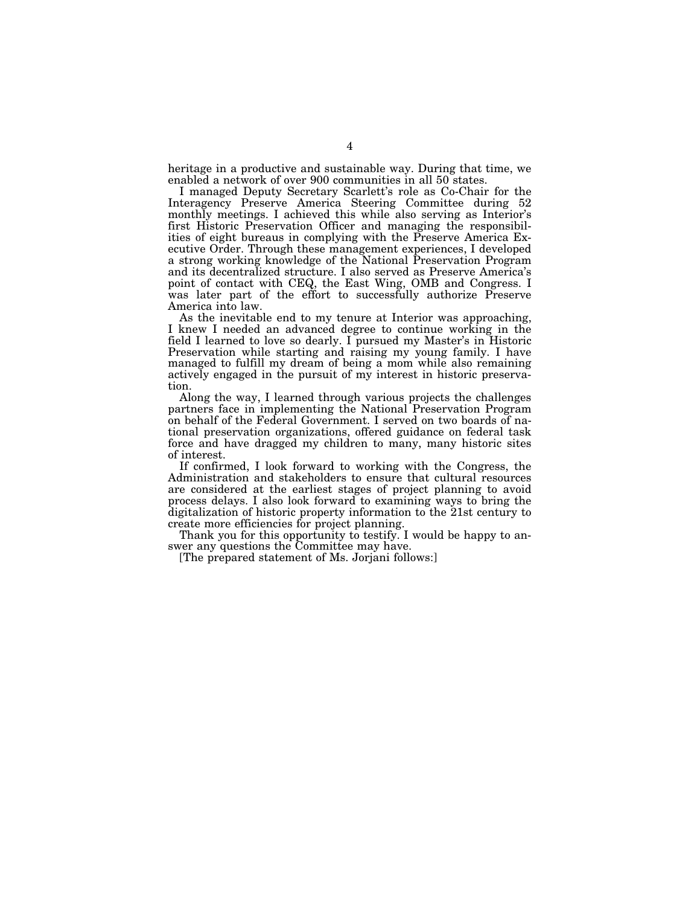heritage in a productive and sustainable way. During that time, we enabled a network of over 900 communities in all 50 states.

I managed Deputy Secretary Scarlett's role as Co-Chair for the Interagency Preserve America Steering Committee during 52 monthly meetings. I achieved this while also serving as Interior's first Historic Preservation Officer and managing the responsibilities of eight bureaus in complying with the Preserve America Executive Order. Through these management experiences, I developed a strong working knowledge of the National Preservation Program and its decentralized structure. I also served as Preserve America's point of contact with CEQ, the East Wing, OMB and Congress. I was later part of the effort to successfully authorize Preserve America into law.

As the inevitable end to my tenure at Interior was approaching, I knew I needed an advanced degree to continue working in the field I learned to love so dearly. I pursued my Master's in Historic Preservation while starting and raising my young family. I have managed to fulfill my dream of being a mom while also remaining actively engaged in the pursuit of my interest in historic preservation.

Along the way, I learned through various projects the challenges partners face in implementing the National Preservation Program on behalf of the Federal Government. I served on two boards of national preservation organizations, offered guidance on federal task force and have dragged my children to many, many historic sites of interest.

If confirmed, I look forward to working with the Congress, the Administration and stakeholders to ensure that cultural resources are considered at the earliest stages of project planning to avoid process delays. I also look forward to examining ways to bring the digitalization of historic property information to the 21st century to create more efficiencies for project planning.

Thank you for this opportunity to testify. I would be happy to answer any questions the Committee may have.

[The prepared statement of Ms. Jorjani follows:]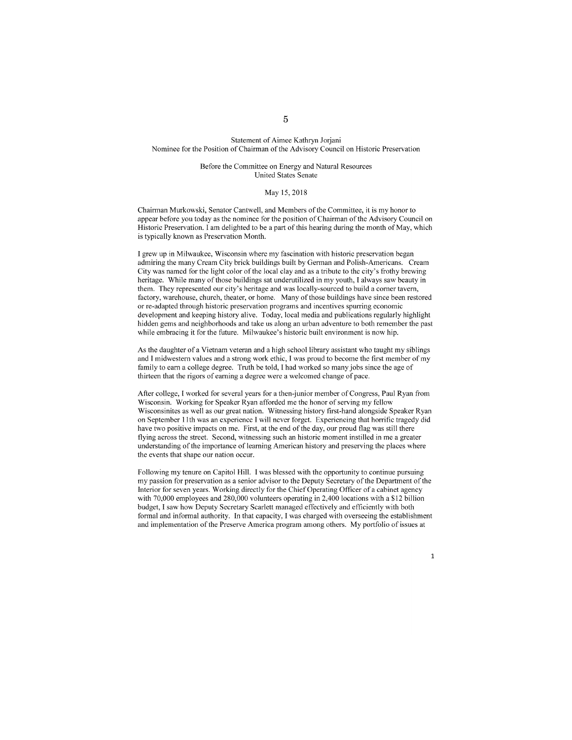Statement of Aimee Kathryn Jorjani
Nominee for the Position of Chairman of the Advisory Council on Historic Preservation

Before the Committee on Energy and Natural Resources
United States Senate

May 15, 2018

Chairman Murkowski, Senator Cantwell, and Members of the Committee, it is my honor to appear before you today as the nominee for the position of Chairman of the Advisory Council on Historic Preservation. I am delighted to be a part of this hearing during the month of May, which is typically known as Preservation Month.

I grew up in Milwaukee, Wisconsin where my fascination with historic preservation began admiring the many Cream City brick buildings built by German and Polish-Americans. Cream City was named for the light color of the local clay and as a tribute to the city's frothy brewing heritage. While many of those buildings sat underutilized in my youth, I always saw beauty in them. They represented our city's heritage and was locally-sourced to build a corner tavern, factory, warehouse, church, theater, or home. Many of those buildings have since been restored or re-adapted through historic preservation programs and incentives spurring economic development and keeping history alive. Today, local media and publications regularly highlight hidden gems and neighborhoods and take us along an urban adventure to both remember the past while embracing it for the future. Milwaukee's historic built environment is now hip.

As the daughter of a Vietnam veteran and a high school library assistant who taught my siblings and I midwestern values and a strong work ethic, I was proud to become the first member of my family to earn a college degree. Truth be told, I had worked so many jobs since the age of thirteen that the rigors of earning a degree were a welcomed change of pace.

After college, I worked for several years for a then-junior member of Congress, Paul Ryan from Wisconsin. Working for Speaker Ryan afforded me the honor of serving my fellow Wisconsinites as well as our great nation. Witnessing history first-hand alongside Speaker Ryan on September 11th was an experience I will never forget. Experiencing that horrific tragedy did have two positive impacts on me. First, at the end of the day, our proud flag was still there flying across the street. Second, witnessing such an historic moment instilled in me a greater understanding of the importance of learning American history and preserving the places where the events that shape our nation occur.

Following my tenure on Capitol Hill. I was blessed with the opportunity to continue pursuing my passion for preservation as a senior advisor to the Deputy Secretary of the Department of the Interior for seven years. Working directly for the Chief Operating Officer of a cabinet agency with 70,000 employees and 280,000 volunteers operating in 2,400 locations with a $12 billion budget, I saw how Deputy Secretary Scarlett managed effectively and efficiently with both formal and informal authority. In that capacity, I was charged with overseeing the establishment and implementation of the Preserve America program among others. My portfolio of issues at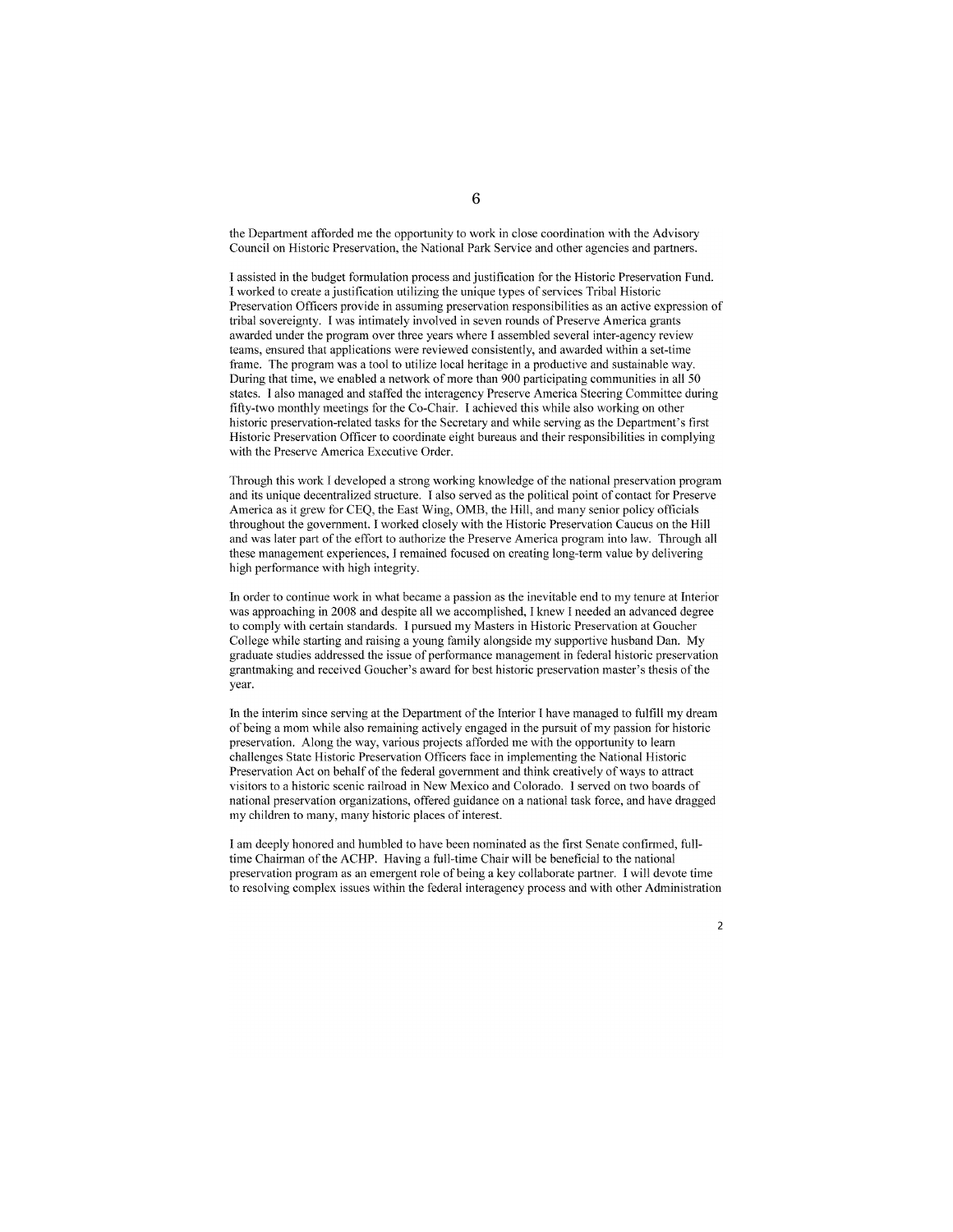the Department afforded me the opportunity to work in close coordination with the Advisory Council on Historic Preservation, the National Park Service and other agencies and partners.

I assisted in the budget formulation process and justification for the Historic Preservation Fund. I worked to create a justification utilizing the unique types of services Tribal Historic Preservation Officers provide in assuming preservation responsibilities as an active expression of tribal sovereignty. I was intimately involved in seven rounds of Preserve America grants awarded under the program over three years where I assembled several inter-agency review teams, ensured that applications were reviewed consistently, and awarded within a set-time frame. The program was a tool to utilize local heritage in a productive and sustainable way. During that time, we enabled a network of more than 900 participating communities in all 50 states. I also managed and staffed the interagency Preserve America Steering Committee during fifty-two monthly meetings for the Co-Chair. I achieved this while also working on other historic preservation-related tasks for the Secretary and while serving as the Department's first Historic Preservation Officer to coordinate eight bureaus and their responsibilities in complying with the Preserve America Executive Order.

Through this work I developed a strong working knowledge of the national preservation program and its unique decentralized structure. I also served as the political point of contact for Preserve America as it grew for CEQ, the East Wing, OMB, the Hill, and many senior policy officials throughout the government. I worked closely with the Historic Preservation Caucus on the Hill and was later part of the effort to authorize the Preserve America program into law. Through all these management experiences, I remained focused on creating long-term value by delivering high performance with high integrity.

In order to continue work in what became a passion as the inevitable end to my tenure at Interior was approaching in 2008 and despite all we accomplished, I knew I needed an advanced degree to comply with certain standards. I pursued my Masters in Historic Preservation at Goucher College while starting and raising a young family alongside my supportive husband Dan. My graduate studies addressed the issue of performance management in federal historic preservation grantmaking and received Goucher's award for best historic preservation master's thesis of the year.

In the interim since serving at the Department of the Interior I have managed to fulfill my dream of being a mom while also remaining actively engaged in the pursuit of my passion for historic preservation. Along the way, various projects afforded me with the opportunity to learn challenges State Historic Preservation Officers face in implementing the National Historic Preservation Act on behalf of the federal government and think creatively of ways to attract visitors to a historic scenic railroad in New Mexico and Colorado. I served on two boards of national preservation organizations, offered guidance on a national task force, and have dragged my children to many, many historic places of interest.

I am deeply honored and humbled to have been nominated as the first Senate confirmed, full-time Chairman of the ACHP. Having a full-time Chair will be beneficial to the national preservation program as an emergent role of being a key collaborate partner. I will devote time to resolving complex issues within the federal interagency process and with other Administration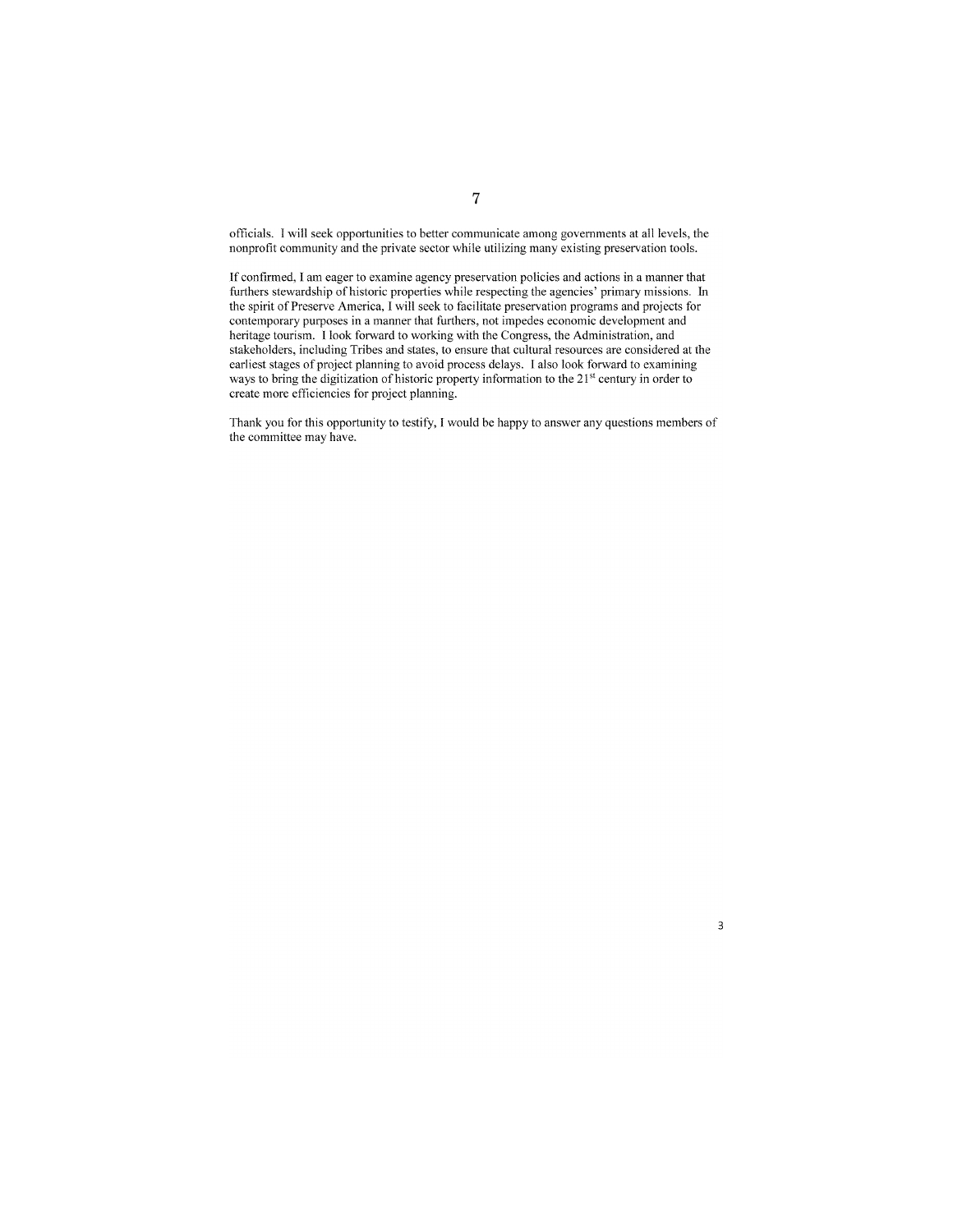officials. I will seek opportunities to better communicate among governments at all levels, the nonprofit community and the private sector while utilizing many existing preservation tools.

If confirmed, I am eager to examine agency preservation policies and actions in a manner that furthers stewardship of historic properties while respecting the agencies' primary missions. In the spirit of Preserve America, I will seek to facilitate preservation programs and projects for contemporary purposes in a manner that furthers, not impedes economic development and heritage tourism. I look forward to working with the Congress, the Administration, and stakeholders, including Tribes and states, to ensure that cultural resources are considered at the earliest stages of project planning to avoid process delays. I also look forward to examining ways to bring the digitization of historic property information to the 21st century in order to create more efficiencies for project planning.

Thank you for this opportunity to testify, I would be happy to answer any questions members of the committee may have.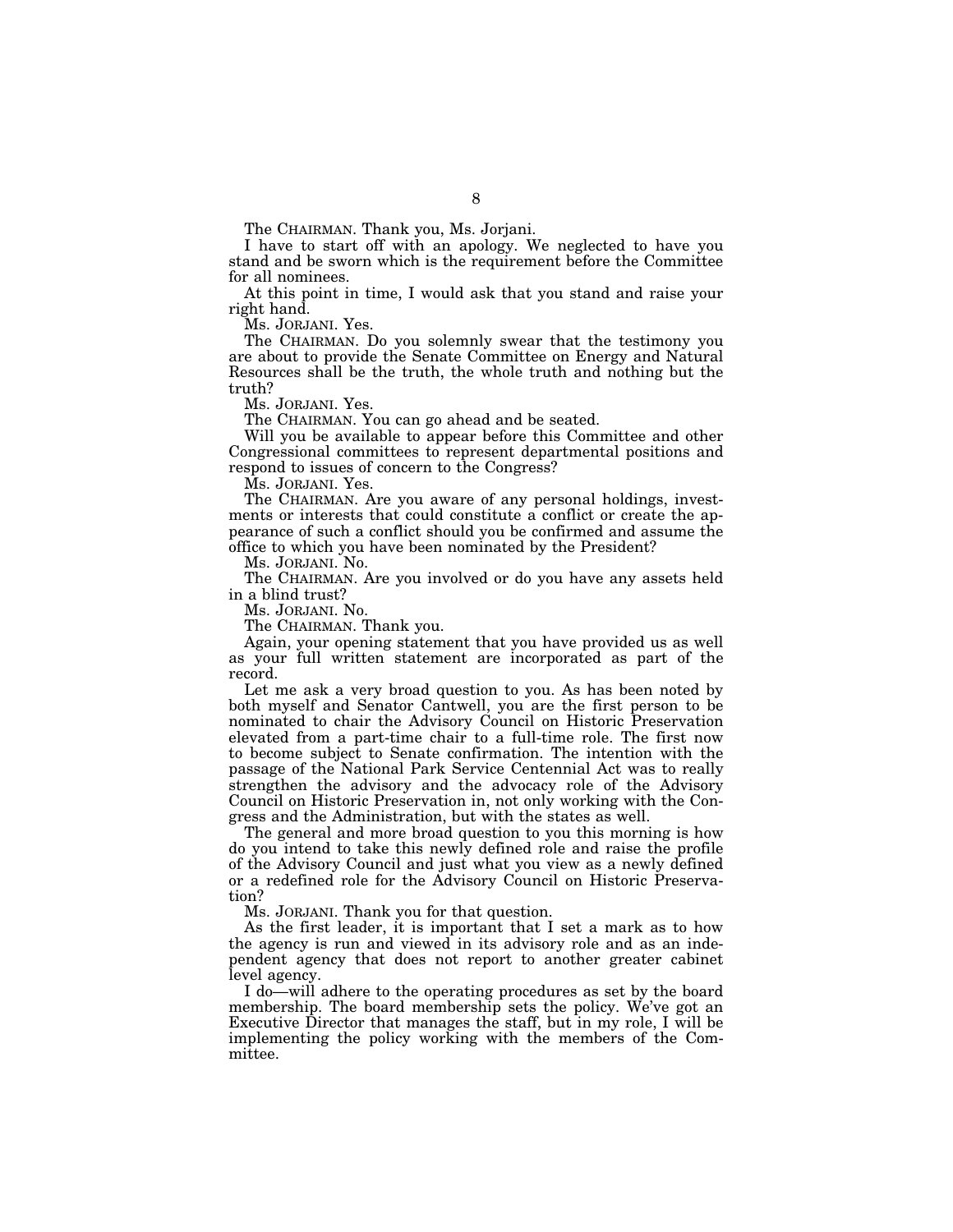The CHAIRMAN. Thank you, Ms. Jorjani.

I have to start off with an apology. We neglected to have you stand and be sworn which is the requirement before the Committee for all nominees.

At this point in time, I would ask that you stand and raise your right hand.

Ms. JORJANI. Yes.

The CHAIRMAN. Do you solemnly swear that the testimony you are about to provide the Senate Committee on Energy and Natural Resources shall be the truth, the whole truth and nothing but the truth?

Ms. JORJANI. Yes.

The CHAIRMAN. You can go ahead and be seated.

Will you be available to appear before this Committee and other Congressional committees to represent departmental positions and respond to issues of concern to the Congress?

Ms. JORJANI. Yes.

The CHAIRMAN. Are you aware of any personal holdings, investments or interests that could constitute a conflict or create the appearance of such a conflict should you be confirmed and assume the office to which you have been nominated by the President?

Ms. JORJANI. No.

The CHAIRMAN. Are you involved or do you have any assets held in a blind trust?

Ms. JORJANI. No.

The CHAIRMAN. Thank you.

Again, your opening statement that you have provided us as well as your full written statement are incorporated as part of the record.

Let me ask a very broad question to you. As has been noted by both myself and Senator Cantwell, you are the first person to be nominated to chair the Advisory Council on Historic Preservation elevated from a part-time chair to a full-time role. The first now to become subject to Senate confirmation. The intention with the passage of the National Park Service Centennial Act was to really strengthen the advisory and the advocacy role of the Advisory Council on Historic Preservation in, not only working with the Congress and the Administration, but with the states as well.

The general and more broad question to you this morning is how do you intend to take this newly defined role and raise the profile of the Advisory Council and just what you view as a newly defined or a redefined role for the Advisory Council on Historic Preservation?

Ms. JORJANI. Thank you for that question.

As the first leader, it is important that I set a mark as to how the agency is run and viewed in its advisory role and as an independent agency that does not report to another greater cabinet level agency.

I do—will adhere to the operating procedures as set by the board membership. The board membership sets the policy. We've got an Executive Director that manages the staff, but in my role, I will be implementing the policy working with the members of the Committee.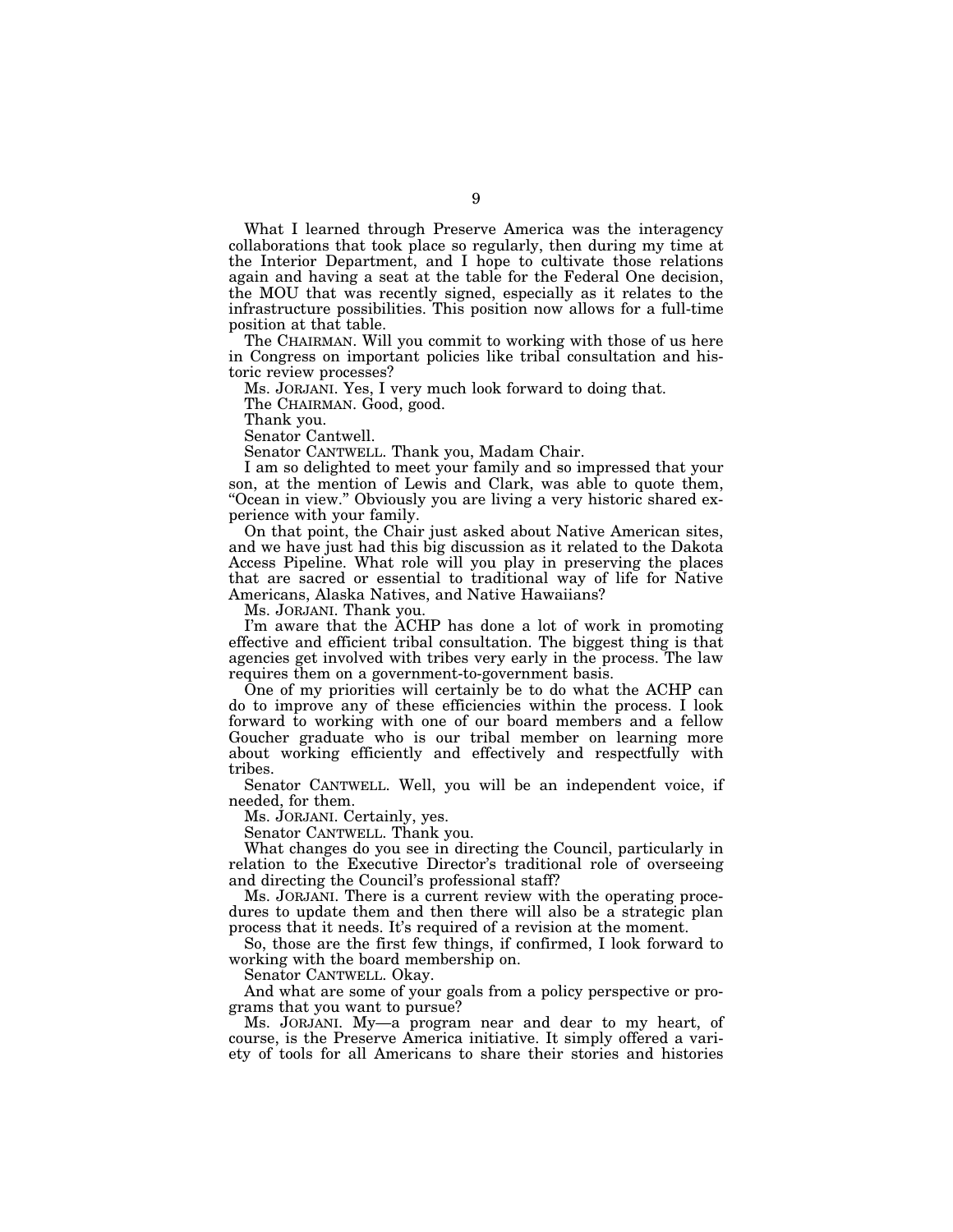What I learned through Preserve America was the interagency collaborations that took place so regularly, then during my time at the Interior Department, and I hope to cultivate those relations again and having a seat at the table for the Federal One decision, the MOU that was recently signed, especially as it relates to the infrastructure possibilities. This position now allows for a full-time position at that table.

The CHAIRMAN. Will you commit to working with those of us here in Congress on important policies like tribal consultation and historic review processes?

Ms. JORJANI. Yes, I very much look forward to doing that.

The CHAIRMAN. Good, good.

Thank you.

Senator Cantwell.

Senator CANTWELL. Thank you, Madam Chair.

I am so delighted to meet your family and so impressed that your son, at the mention of Lewis and Clark, was able to quote them, "Ocean in view." Obviously you are living a very historic shared experience with your family.

On that point, the Chair just asked about Native American sites, and we have just had this big discussion as it related to the Dakota Access Pipeline. What role will you play in preserving the places that are sacred or essential to traditional way of life for Native Americans, Alaska Natives, and Native Hawaiians?

Ms. JORJANI. Thank you.

I'm aware that the ACHP has done a lot of work in promoting effective and efficient tribal consultation. The biggest thing is that agencies get involved with tribes very early in the process. The law requires them on a government-to-government basis.

One of my priorities will certainly be to do what the ACHP can do to improve any of these efficiencies within the process. I look forward to working with one of our board members and a fellow Goucher graduate who is our tribal member on learning more about working efficiently and effectively and respectfully with tribes.

Senator CANTWELL. Well, you will be an independent voice, if needed, for them.

Ms. JORJANI. Certainly, yes.

Senator CANTWELL. Thank you.

What changes do you see in directing the Council, particularly in relation to the Executive Director's traditional role of overseeing and directing the Council's professional staff?

Ms. JORJANI. There is a current review with the operating procedures to update them and then there will also be a strategic plan process that it needs. It's required of a revision at the moment.

So, those are the first few things, if confirmed, I look forward to working with the board membership on.

Senator CANTWELL. Okay.

And what are some of your goals from a policy perspective or programs that you want to pursue?

Ms. JORJANI. My—a program near and dear to my heart, of course, is the Preserve America initiative. It simply offered a variety of tools for all Americans to share their stories and histories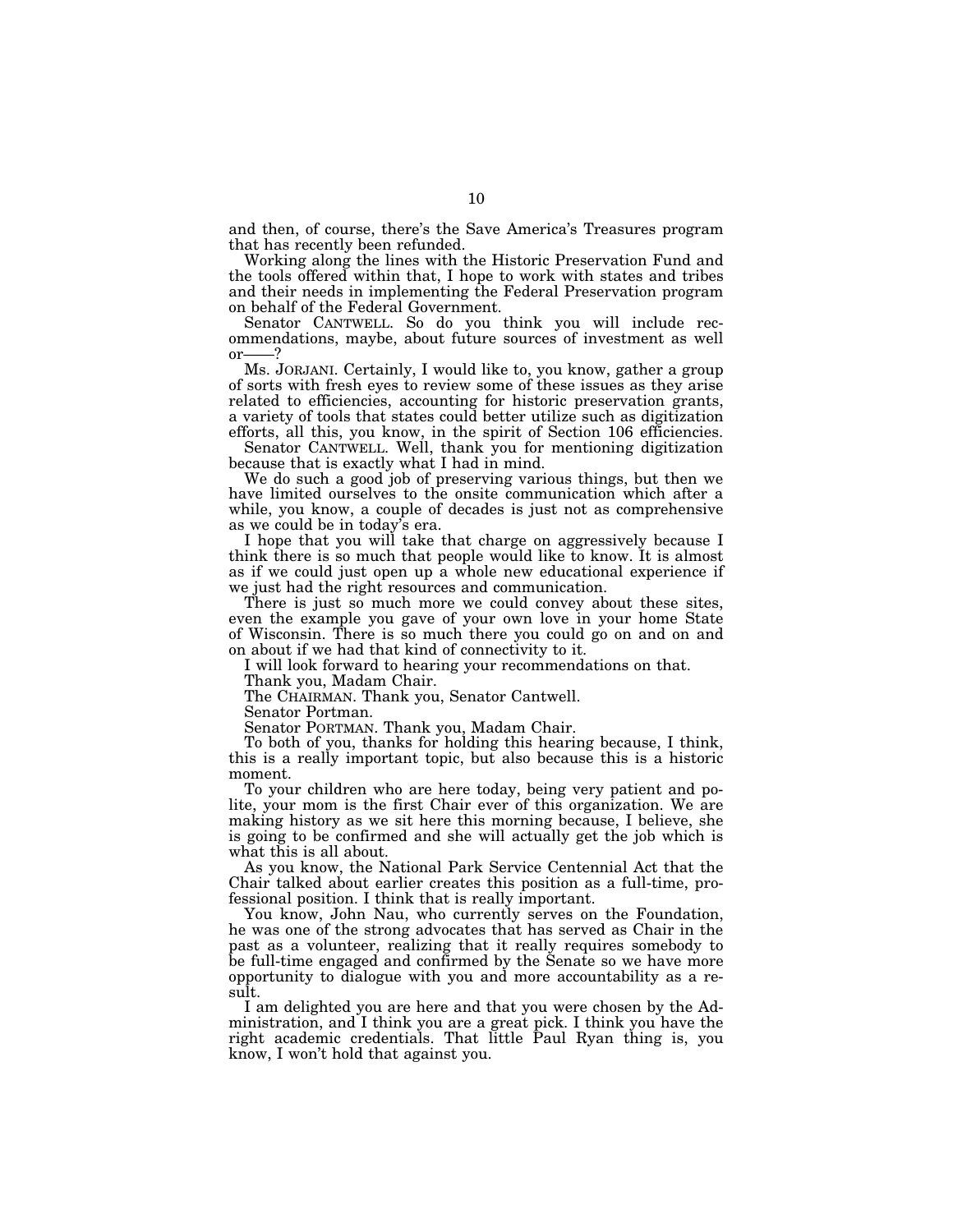and then, of course, there's the Save America's Treasures program that has recently been refunded.

Working along the lines with the Historic Preservation Fund and the tools offered within that, I hope to work with states and tribes and their needs in implementing the Federal Preservation program on behalf of the Federal Government.

Senator CANTWELL. So do you think you will include recommendations, maybe, about future sources of investment as well or——?

Ms. JORJANI. Certainly, I would like to, you know, gather a group of sorts with fresh eyes to review some of these issues as they arise related to efficiencies, accounting for historic preservation grants, a variety of tools that states could better utilize such as digitization efforts, all this, you know, in the spirit of Section 106 efficiencies.

Senator CANTWELL. Well, thank you for mentioning digitization because that is exactly what I had in mind.

We do such a good job of preserving various things, but then we have limited ourselves to the onsite communication which after a while, you know, a couple of decades is just not as comprehensive as we could be in today's era.

I hope that you will take that charge on aggressively because I think there is so much that people would like to know. It is almost as if we could just open up a whole new educational experience if we just had the right resources and communication.

There is just so much more we could convey about these sites, even the example you gave of your own love in your home State of Wisconsin. There is so much there you could go on and on and on about if we had that kind of connectivity to it.

I will look forward to hearing your recommendations on that.

Thank you, Madam Chair.

The CHAIRMAN. Thank you, Senator Cantwell.

Senator Portman.

Senator PORTMAN. Thank you, Madam Chair.

To both of you, thanks for holding this hearing because, I think, this is a really important topic, but also because this is a historic moment.

To your children who are here today, being very patient and polite, your mom is the first Chair ever of this organization. We are making history as we sit here this morning because, I believe, she is going to be confirmed and she will actually get the job which is what this is all about.

As you know, the National Park Service Centennial Act that the Chair talked about earlier creates this position as a full-time, professional position. I think that is really important.

You know, John Nau, who currently serves on the Foundation, he was one of the strong advocates that has served as Chair in the past as a volunteer, realizing that it really requires somebody to be full-time engaged and confirmed by the Senate so we have more opportunity to dialogue with you and more accountability as a result.

I am delighted you are here and that you were chosen by the Administration, and I think you are a great pick. I think you have the right academic credentials. That little Paul Ryan thing is, you know, I won't hold that against you.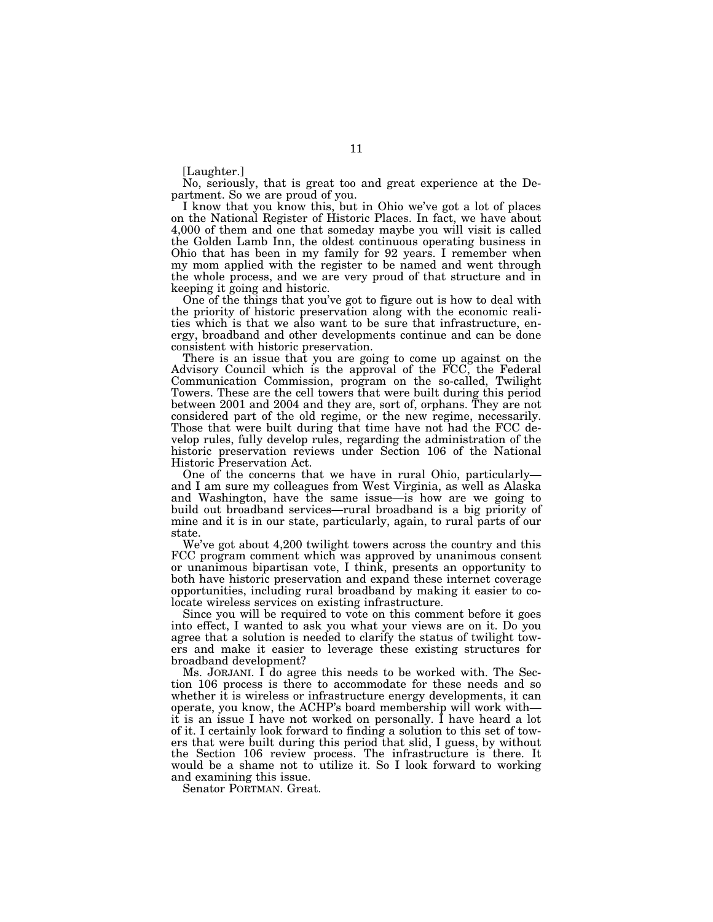[Laughter.]

No, seriously, that is great too and great experience at the Department. So we are proud of you.

I know that you know this, but in Ohio we've got a lot of places on the National Register of Historic Places. In fact, we have about 4,000 of them and one that someday maybe you will visit is called the Golden Lamb Inn, the oldest continuous operating business in Ohio that has been in my family for 92 years. I remember when my mom applied with the register to be named and went through the whole process, and we are very proud of that structure and in keeping it going and historic.

One of the things that you've got to figure out is how to deal with the priority of historic preservation along with the economic realities which is that we also want to be sure that infrastructure, energy, broadband and other developments continue and can be done consistent with historic preservation.

There is an issue that you are going to come up against on the Advisory Council which is the approval of the FCC, the Federal Communication Commission, program on the so-called, Twilight Towers. These are the cell towers that were built during this period between 2001 and 2004 and they are, sort of, orphans. They are not considered part of the old regime, or the new regime, necessarily. Those that were built during that time have not had the FCC develop rules, fully develop rules, regarding the administration of the historic preservation reviews under Section 106 of the National Historic Preservation Act.

One of the concerns that we have in rural Ohio, particularly—and I am sure my colleagues from West Virginia, as well as Alaska and Washington, have the same issue—is how are we going to build out broadband services—rural broadband is a big priority of mine and it is in our state, particularly, again, to rural parts of our state.

We've got about 4,200 twilight towers across the country and this FCC program comment which was approved by unanimous consent or unanimous bipartisan vote, I think, presents an opportunity to both have historic preservation and expand these internet coverage opportunities, including rural broadband by making it easier to co-locate wireless services on existing infrastructure.

Since you will be required to vote on this comment before it goes into effect, I wanted to ask you what your views are on it. Do you agree that a solution is needed to clarify the status of twilight towers and make it easier to leverage these existing structures for broadband development?

Ms. JORJANI. I do agree this needs to be worked with. The Section 106 process is there to accommodate for these needs and so whether it is wireless or infrastructure energy developments, it can operate, you know, the ACHP's board membership will work with—it is an issue I have not worked on personally. I have heard a lot of it. I certainly look forward to finding a solution to this set of towers that were built during this period that slid, I guess, by without the Section 106 review process. The infrastructure is there. It would be a shame not to utilize it. So I look forward to working and examining this issue.

Senator PORTMAN. Great.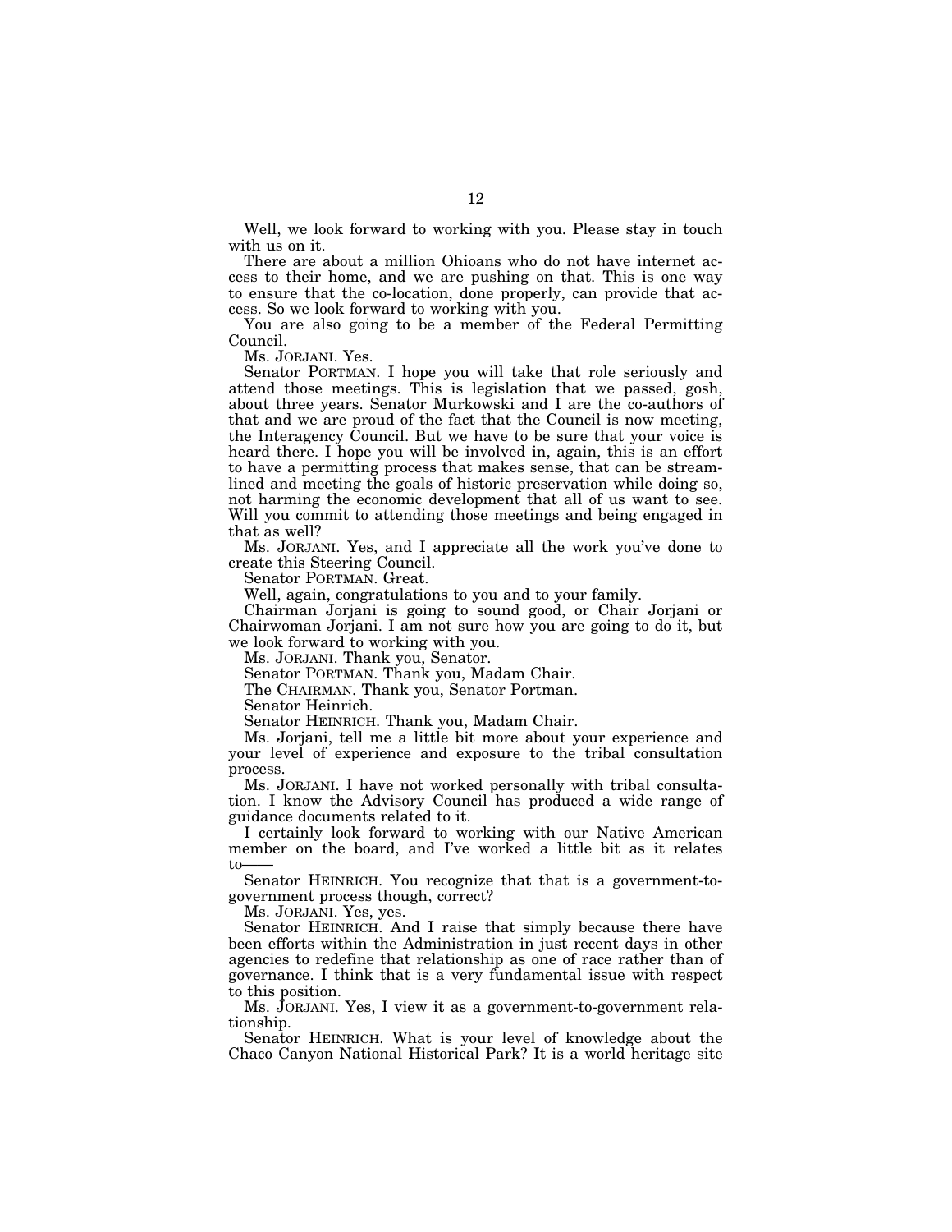Well, we look forward to working with you. Please stay in touch with us on it.

There are about a million Ohioans who do not have internet access to their home, and we are pushing on that. This is one way to ensure that the co-location, done properly, can provide that access. So we look forward to working with you.

You are also going to be a member of the Federal Permitting Council.

Ms. JORJANI. Yes.

Senator PORTMAN. I hope you will take that role seriously and attend those meetings. This is legislation that we passed, gosh, about three years. Senator Murkowski and I are the co-authors of that and we are proud of the fact that the Council is now meeting, the Interagency Council. But we have to be sure that your voice is heard there. I hope you will be involved in, again, this is an effort to have a permitting process that makes sense, that can be streamlined and meeting the goals of historic preservation while doing so, not harming the economic development that all of us want to see. Will you commit to attending those meetings and being engaged in that as well?

Ms. JORJANI. Yes, and I appreciate all the work you've done to create this Steering Council.

Senator PORTMAN. Great.

Well, again, congratulations to you and to your family.

Chairman Jorjani is going to sound good, or Chair Jorjani or Chairwoman Jorjani. I am not sure how you are going to do it, but we look forward to working with you.

Ms. JORJANI. Thank you, Senator.

Senator PORTMAN. Thank you, Madam Chair.

The CHAIRMAN. Thank you, Senator Portman.

Senator Heinrich.

Senator HEINRICH. Thank you, Madam Chair.

Ms. Jorjani, tell me a little bit more about your experience and your level of experience and exposure to the tribal consultation process.

Ms. JORJANI. I have not worked personally with tribal consultation. I know the Advisory Council has produced a wide range of guidance documents related to it.

I certainly look forward to working with our Native American member on the board, and I've worked a little bit as it relates to——

Senator HEINRICH. You recognize that that is a government-to-government process though, correct?

Ms. JORJANI. Yes, yes.

Senator HEINRICH. And I raise that simply because there have been efforts within the Administration in just recent days in other agencies to redefine that relationship as one of race rather than of governance. I think that is a very fundamental issue with respect to this position.

Ms. JORJANI. Yes, I view it as a government-to-government relationship.

Senator HEINRICH. What is your level of knowledge about the Chaco Canyon National Historical Park? It is a world heritage site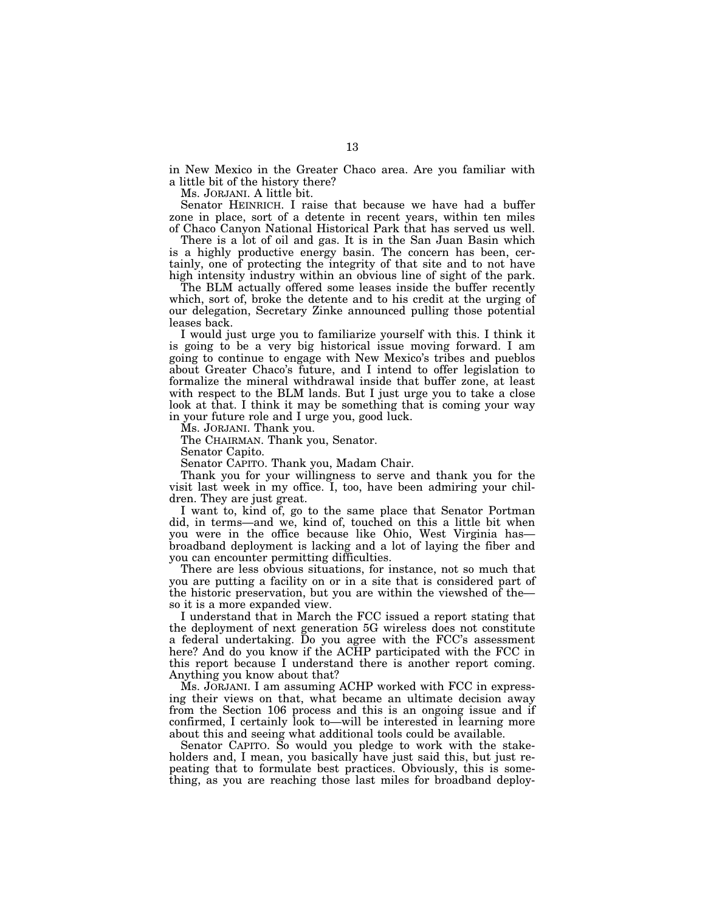in New Mexico in the Greater Chaco area. Are you familiar with a little bit of the history there?

Ms. JORJANI. A little bit.

Senator HEINRICH. I raise that because we have had a buffer zone in place, sort of a detente in recent years, within ten miles of Chaco Canyon National Historical Park that has served us well.

There is a lot of oil and gas. It is in the San Juan Basin which is a highly productive energy basin. The concern has been, certainly, one of protecting the integrity of that site and to not have high intensity industry within an obvious line of sight of the park.

The BLM actually offered some leases inside the buffer recently which, sort of, broke the detente and to his credit at the urging of our delegation, Secretary Zinke announced pulling those potential leases back.

I would just urge you to familiarize yourself with this. I think it is going to be a very big historical issue moving forward. I am going to continue to engage with New Mexico's tribes and pueblos about Greater Chaco's future, and I intend to offer legislation to formalize the mineral withdrawal inside that buffer zone, at least with respect to the BLM lands. But I just urge you to take a close look at that. I think it may be something that is coming your way in your future role and I urge you, good luck.

Ms. JORJANI. Thank you.

The CHAIRMAN. Thank you, Senator.

Senator Capito.

Senator CAPITO. Thank you, Madam Chair.

Thank you for your willingness to serve and thank you for the visit last week in my office. I, too, have been admiring your children. They are just great.

I want to, kind of, go to the same place that Senator Portman did, in terms—and we, kind of, touched on this a little bit when you were in the office because like Ohio, West Virginia has—broadband deployment is lacking and a lot of laying the fiber and you can encounter permitting difficulties.

There are less obvious situations, for instance, not so much that you are putting a facility on or in a site that is considered part of the historic preservation, but you are within the viewshed of the—so it is a more expanded view.

I understand that in March the FCC issued a report stating that the deployment of next generation 5G wireless does not constitute a federal undertaking. Do you agree with the FCC's assessment here? And do you know if the ACHP participated with the FCC in this report because I understand there is another report coming. Anything you know about that?

Ms. JORJANI. I am assuming ACHP worked with FCC in expressing their views on that, what became an ultimate decision away from the Section 106 process and this is an ongoing issue and if confirmed, I certainly look to—will be interested in learning more about this and seeing what additional tools could be available.

Senator CAPITO. So would you pledge to work with the stakeholders and, I mean, you basically have just said this, but just repeating that to formulate best practices. Obviously, this is something, as you are reaching those last miles for broadband deploy-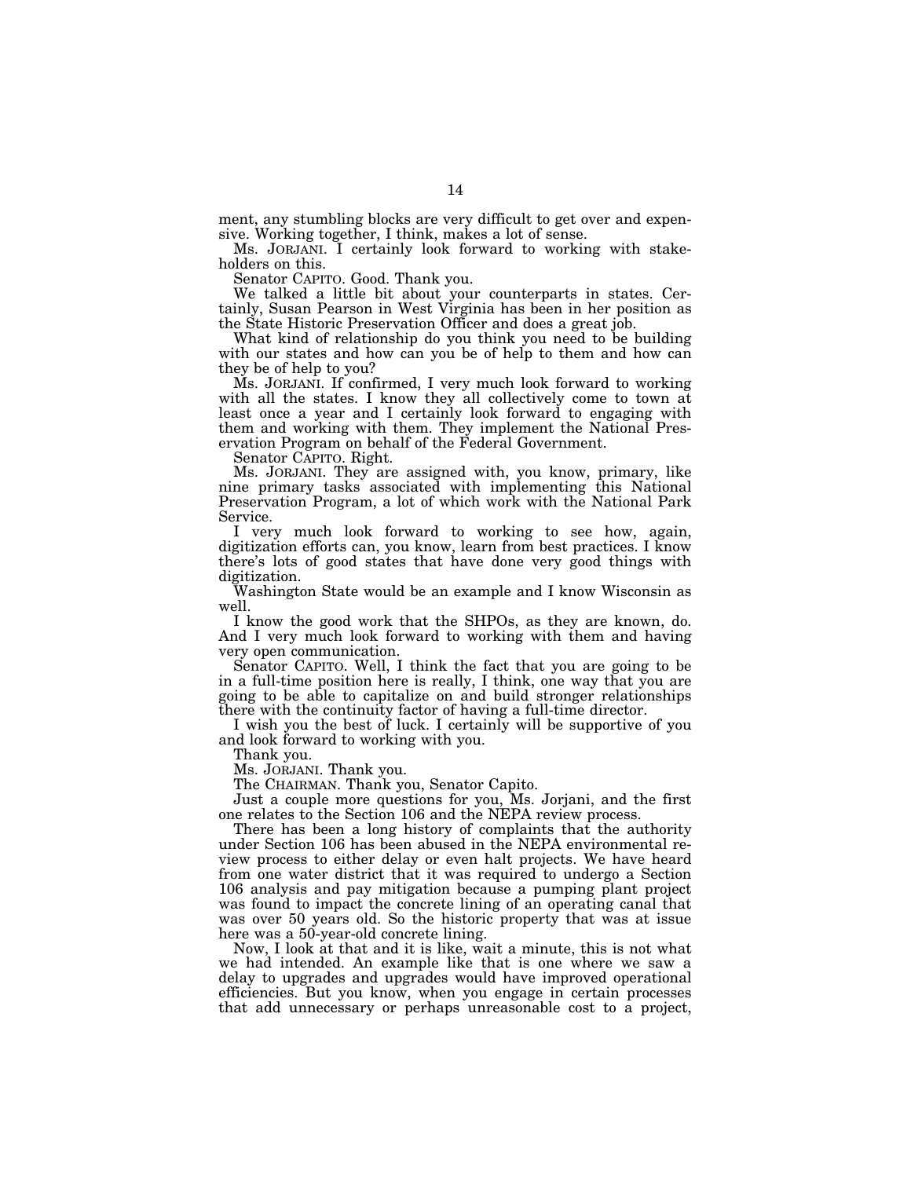ment, any stumbling blocks are very difficult to get over and expensive. Working together, I think, makes a lot of sense.

Ms. JORJANI. I certainly look forward to working with stakeholders on this.

Senator CAPITO. Good. Thank you.

We talked a little bit about your counterparts in states. Certainly, Susan Pearson in West Virginia has been in her position as the State Historic Preservation Officer and does a great job.

What kind of relationship do you think you need to be building with our states and how can you be of help to them and how can they be of help to you?

Ms. JORJANI. If confirmed, I very much look forward to working with all the states. I know they all collectively come to town at least once a year and I certainly look forward to engaging with them and working with them. They implement the National Preservation Program on behalf of the Federal Government.

Senator CAPITO. Right.

Ms. JORJANI. They are assigned with, you know, primary, like nine primary tasks associated with implementing this National Preservation Program, a lot of which work with the National Park Service.

I very much look forward to working to see how, again, digitization efforts can, you know, learn from best practices. I know there's lots of good states that have done very good things with digitization.

Washington State would be an example and I know Wisconsin as well.

I know the good work that the SHPOs, as they are known, do. And I very much look forward to working with them and having very open communication.

Senator CAPITO. Well, I think the fact that you are going to be in a full-time position here is really, I think, one way that you are going to be able to capitalize on and build stronger relationships there with the continuity factor of having a full-time director.

I wish you the best of luck. I certainly will be supportive of you and look forward to working with you.

Thank you.

Ms. JORJANI. Thank you.

The CHAIRMAN. Thank you, Senator Capito.

Just a couple more questions for you, Ms. Jorjani, and the first one relates to the Section 106 and the NEPA review process.

There has been a long history of complaints that the authority under Section 106 has been abused in the NEPA environmental review process to either delay or even halt projects. We have heard from one water district that it was required to undergo a Section 106 analysis and pay mitigation because a pumping plant project was found to impact the concrete lining of an operating canal that was over 50 years old. So the historic property that was at issue here was a 50-year-old concrete lining.

Now, I look at that and it is like, wait a minute, this is not what we had intended. An example like that is one where we saw a delay to upgrades and upgrades would have improved operational efficiencies. But you know, when you engage in certain processes that add unnecessary or perhaps unreasonable cost to a project,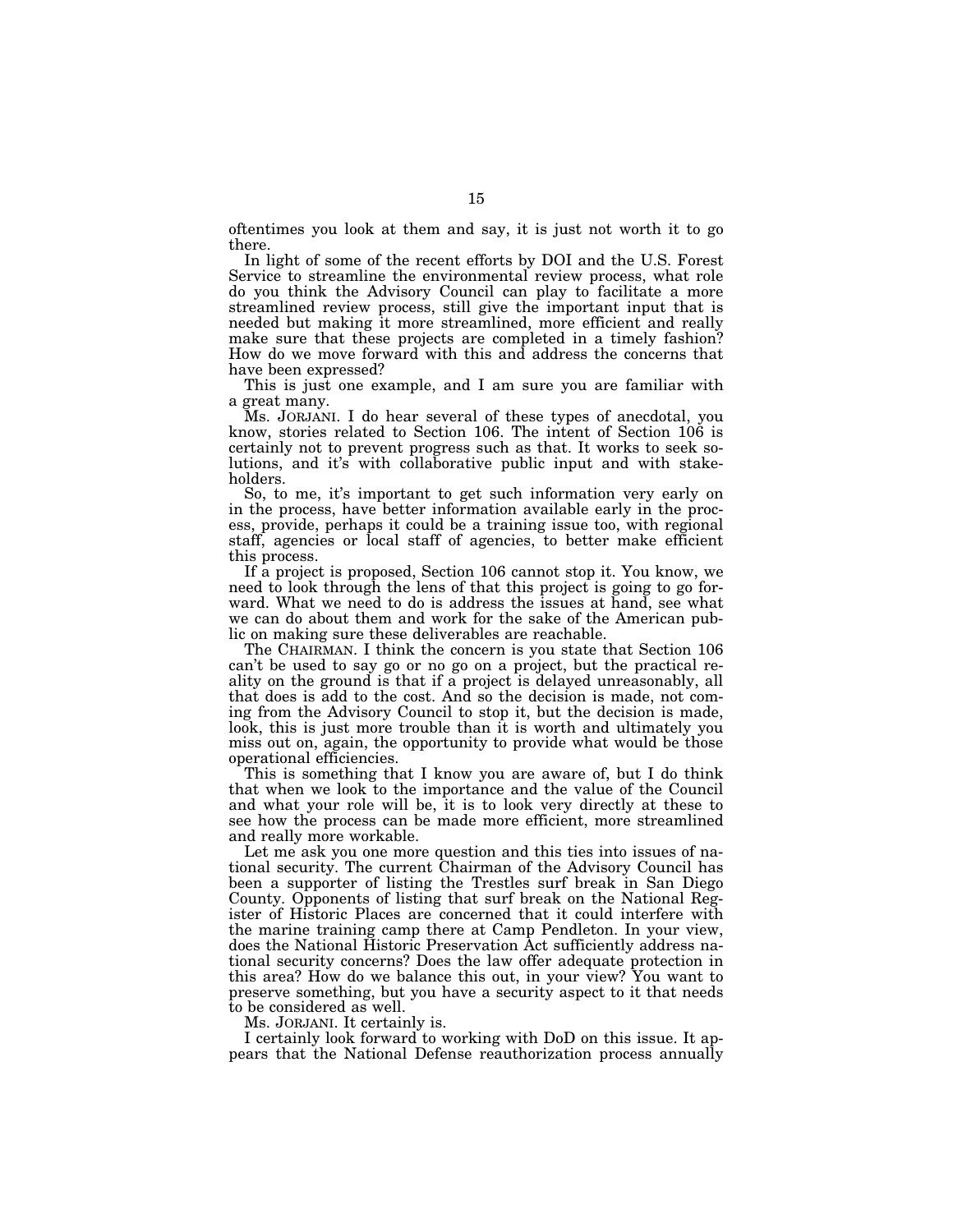oftentimes you look at them and say, it is just not worth it to go there.

In light of some of the recent efforts by DOI and the U.S. Forest Service to streamline the environmental review process, what role do you think the Advisory Council can play to facilitate a more streamlined review process, still give the important input that is needed but making it more streamlined, more efficient and really make sure that these projects are completed in a timely fashion? How do we move forward with this and address the concerns that have been expressed?

This is just one example, and I am sure you are familiar with a great many.

Ms. JORJANI. I do hear several of these types of anecdotal, you know, stories related to Section 106. The intent of Section 106 is certainly not to prevent progress such as that. It works to seek solutions, and it's with collaborative public input and with stakeholders.

So, to me, it's important to get such information very early on in the process, have better information available early in the process, provide, perhaps it could be a training issue too, with regional staff, agencies or local staff of agencies, to better make efficient this process.

If a project is proposed, Section 106 cannot stop it. You know, we need to look through the lens of that this project is going to go forward. What we need to do is address the issues at hand, see what we can do about them and work for the sake of the American public on making sure these deliverables are reachable.

The CHAIRMAN. I think the concern is you state that Section 106 can't be used to say go or no go on a project, but the practical reality on the ground is that if a project is delayed unreasonably, all that does is add to the cost. And so the decision is made, not coming from the Advisory Council to stop it, but the decision is made, look, this is just more trouble than it is worth and ultimately you miss out on, again, the opportunity to provide what would be those operational efficiencies.

This is something that I know you are aware of, but I do think that when we look to the importance and the value of the Council and what your role will be, it is to look very directly at these to see how the process can be made more efficient, more streamlined and really more workable.

Let me ask you one more question and this ties into issues of national security. The current Chairman of the Advisory Council has been a supporter of listing the Trestles surf break in San Diego County. Opponents of listing that surf break on the National Register of Historic Places are concerned that it could interfere with the marine training camp there at Camp Pendleton. In your view, does the National Historic Preservation Act sufficiently address national security concerns? Does the law offer adequate protection in this area? How do we balance this out, in your view? You want to preserve something, but you have a security aspect to it that needs to be considered as well.

Ms. JORJANI. It certainly is.

I certainly look forward to working with DoD on this issue. It appears that the National Defense reauthorization process annually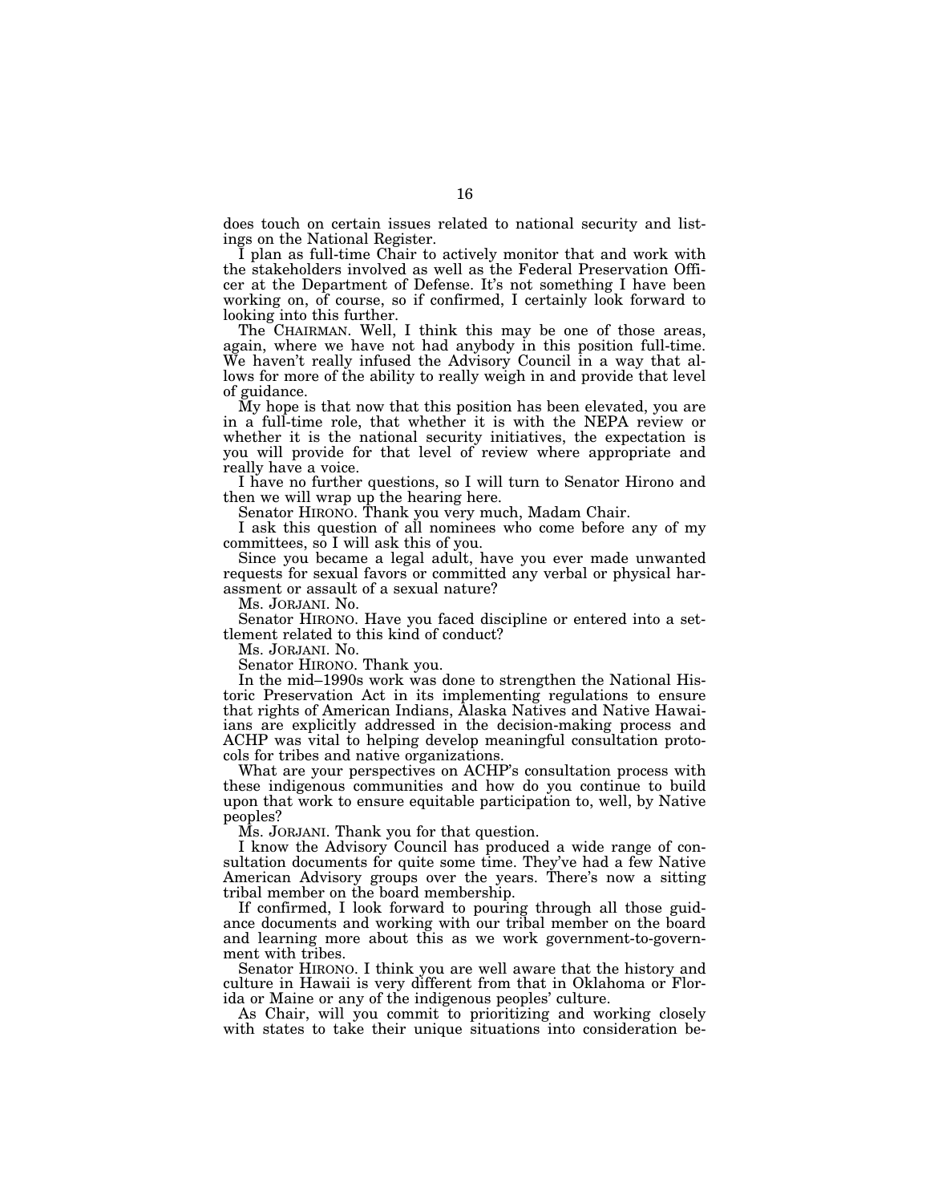does touch on certain issues related to national security and listings on the National Register.

I plan as full-time Chair to actively monitor that and work with the stakeholders involved as well as the Federal Preservation Officer at the Department of Defense. It's not something I have been working on, of course, so if confirmed, I certainly look forward to looking into this further.

The CHAIRMAN. Well, I think this may be one of those areas, again, where we have not had anybody in this position full-time. We haven't really infused the Advisory Council in a way that allows for more of the ability to really weigh in and provide that level of guidance.

My hope is that now that this position has been elevated, you are in a full-time role, that whether it is with the NEPA review or whether it is the national security initiatives, the expectation is you will provide for that level of review where appropriate and really have a voice.

I have no further questions, so I will turn to Senator Hirono and then we will wrap up the hearing here.

Senator HIRONO. Thank you very much, Madam Chair.

I ask this question of all nominees who come before any of my committees, so I will ask this of you.

Since you became a legal adult, have you ever made unwanted requests for sexual favors or committed any verbal or physical harassment or assault of a sexual nature?

Ms. JORJANI. No.

Senator HIRONO. Have you faced discipline or entered into a settlement related to this kind of conduct?

Ms. JORJANI. No.

Senator HIRONO. Thank you.

In the mid–1990s work was done to strengthen the National Historic Preservation Act in its implementing regulations to ensure that rights of American Indians, Alaska Natives and Native Hawaiians are explicitly addressed in the decision-making process and ACHP was vital to helping develop meaningful consultation protocols for tribes and native organizations.

What are your perspectives on ACHP's consultation process with these indigenous communities and how do you continue to build upon that work to ensure equitable participation to, well, by Native peoples?

Ms. JORJANI. Thank you for that question.

I know the Advisory Council has produced a wide range of consultation documents for quite some time. They've had a few Native American Advisory groups over the years. There's now a sitting tribal member on the board membership.

If confirmed, I look forward to pouring through all those guidance documents and working with our tribal member on the board and learning more about this as we work government-to-government with tribes.

Senator HIRONO. I think you are well aware that the history and culture in Hawaii is very different from that in Oklahoma or Florida or Maine or any of the indigenous peoples' culture.

As Chair, will you commit to prioritizing and working closely with states to take their unique situations into consideration be-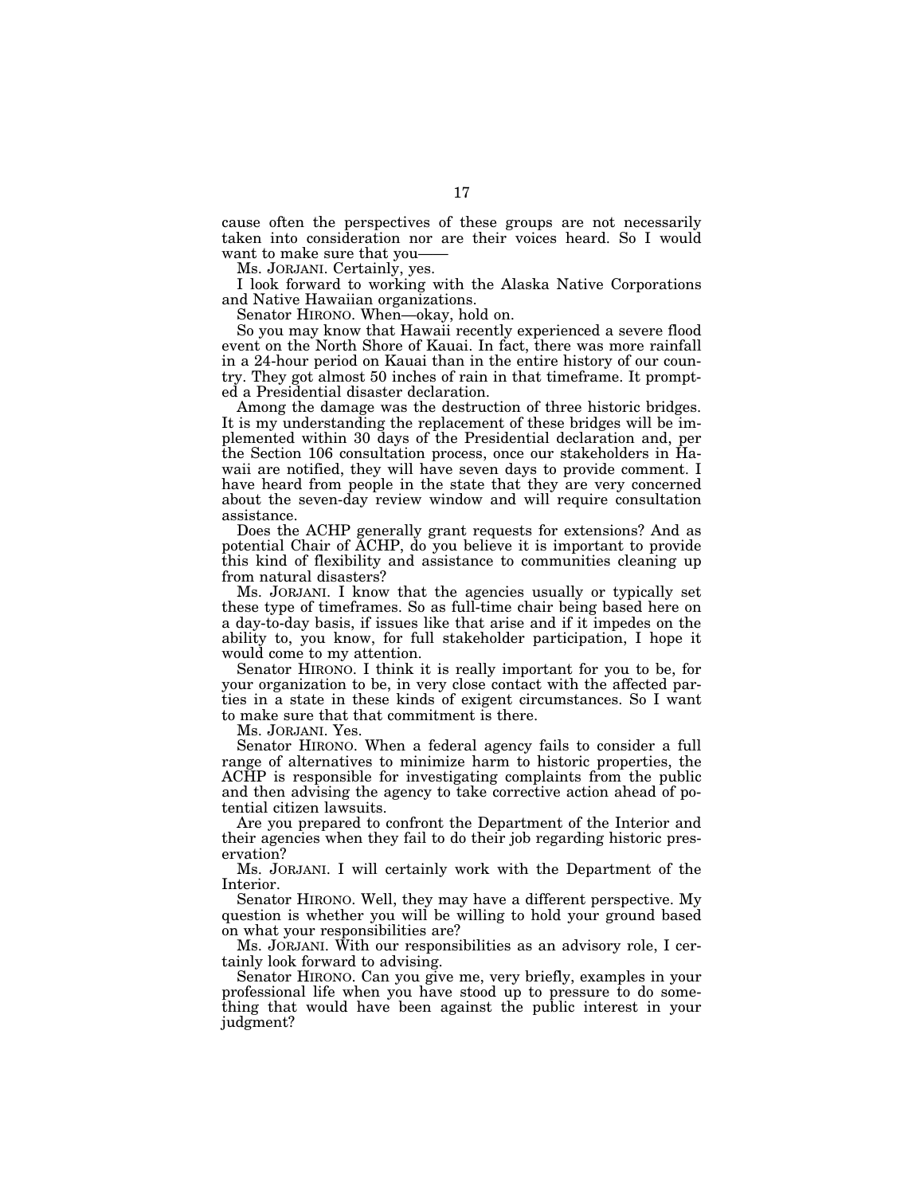cause often the perspectives of these groups are not necessarily taken into consideration nor are their voices heard. So I would want to make sure that you——

Ms. JORJANI. Certainly, yes.

I look forward to working with the Alaska Native Corporations and Native Hawaiian organizations.

Senator HIRONO. When—okay, hold on.

So you may know that Hawaii recently experienced a severe flood event on the North Shore of Kauai. In fact, there was more rainfall in a 24-hour period on Kauai than in the entire history of our country. They got almost 50 inches of rain in that timeframe. It prompted a Presidential disaster declaration.

Among the damage was the destruction of three historic bridges. It is my understanding the replacement of these bridges will be implemented within 30 days of the Presidential declaration and, per the Section 106 consultation process, once our stakeholders in Hawaii are notified, they will have seven days to provide comment. I have heard from people in the state that they are very concerned about the seven-day review window and will require consultation assistance.

Does the ACHP generally grant requests for extensions? And as potential Chair of ACHP, do you believe it is important to provide this kind of flexibility and assistance to communities cleaning up from natural disasters?

Ms. JORJANI. I know that the agencies usually or typically set these type of timeframes. So as full-time chair being based here on a day-to-day basis, if issues like that arise and if it impedes on the ability to, you know, for full stakeholder participation, I hope it would come to my attention.

Senator HIRONO. I think it is really important for you to be, for your organization to be, in very close contact with the affected parties in a state in these kinds of exigent circumstances. So I want to make sure that that commitment is there.

Ms. JORJANI. Yes.

Senator HIRONO. When a federal agency fails to consider a full range of alternatives to minimize harm to historic properties, the ACHP is responsible for investigating complaints from the public and then advising the agency to take corrective action ahead of potential citizen lawsuits.

Are you prepared to confront the Department of the Interior and their agencies when they fail to do their job regarding historic preservation?

Ms. JORJANI. I will certainly work with the Department of the Interior.

Senator HIRONO. Well, they may have a different perspective. My question is whether you will be willing to hold your ground based on what your responsibilities are?

Ms. JORJANI. With our responsibilities as an advisory role, I certainly look forward to advising.

Senator HIRONO. Can you give me, very briefly, examples in your professional life when you have stood up to pressure to do something that would have been against the public interest in your judgment?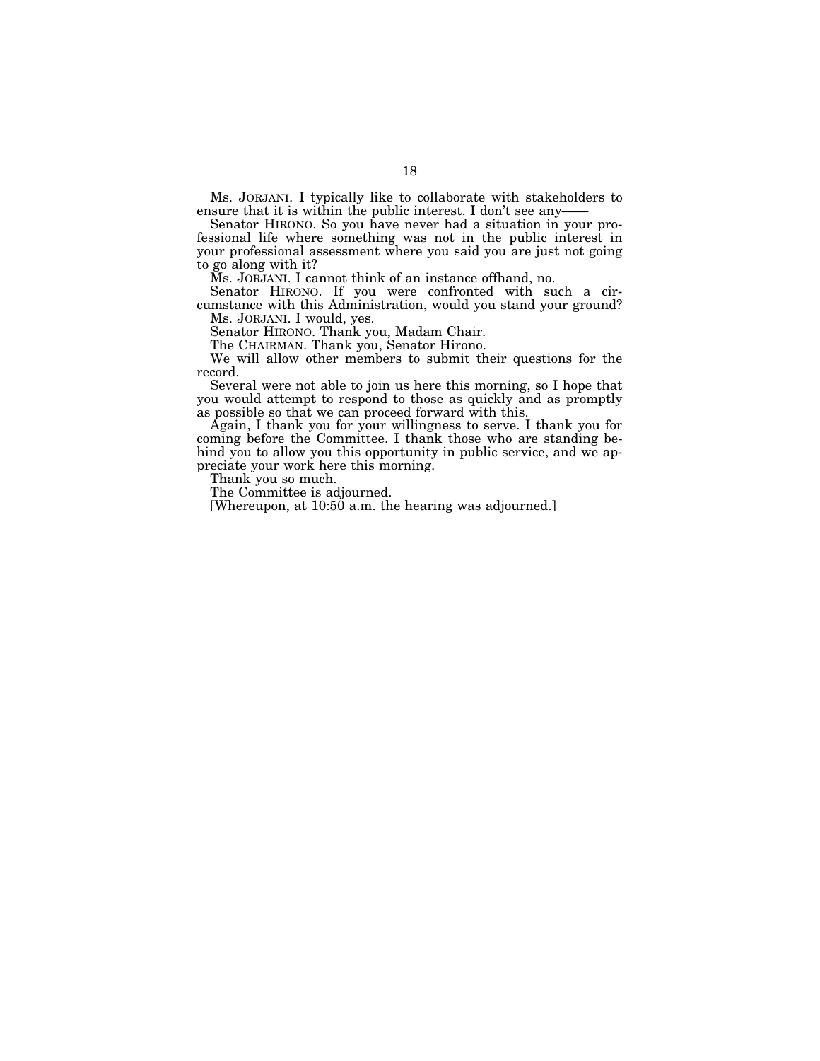Ms. JORJANI. I typically like to collaborate with stakeholders to ensure that it is within the public interest. I don't see any——

Senator HIRONO. So you have never had a situation in your professional life where something was not in the public interest in your professional assessment where you said you are just not going to go along with it?

Ms. JORJANI. I cannot think of an instance offhand, no.

Senator HIRONO. If you were confronted with such a circumstance with this Administration, would you stand your ground?

Ms. JORJANI. I would, yes.

Senator HIRONO. Thank you, Madam Chair.

The CHAIRMAN. Thank you, Senator Hirono.

We will allow other members to submit their questions for the record.

Several were not able to join us here this morning, so I hope that you would attempt to respond to those as quickly and as promptly as possible so that we can proceed forward with this.

Again, I thank you for your willingness to serve. I thank you for coming before the Committee. I thank those who are standing behind you to allow you this opportunity in public service, and we appreciate your work here this morning.

Thank you so much.

The Committee is adjourned.

[Whereupon, at 10:50 a.m. the hearing was adjourned.]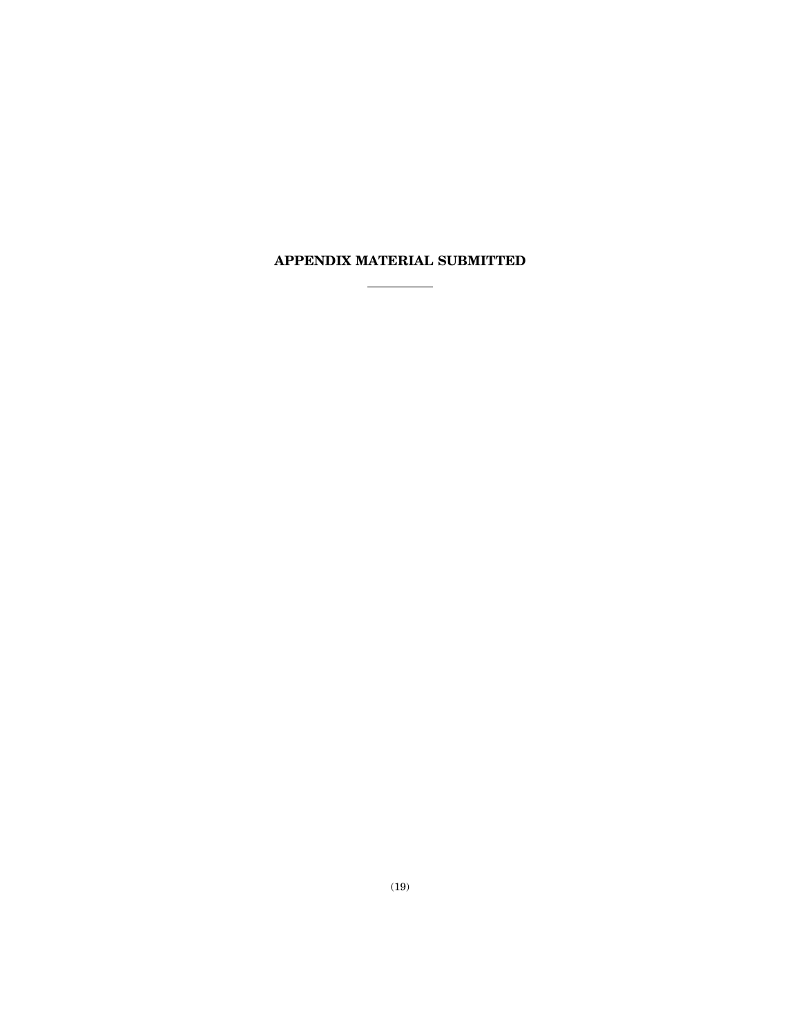# APPENDIX MATERIAL SUBMITTED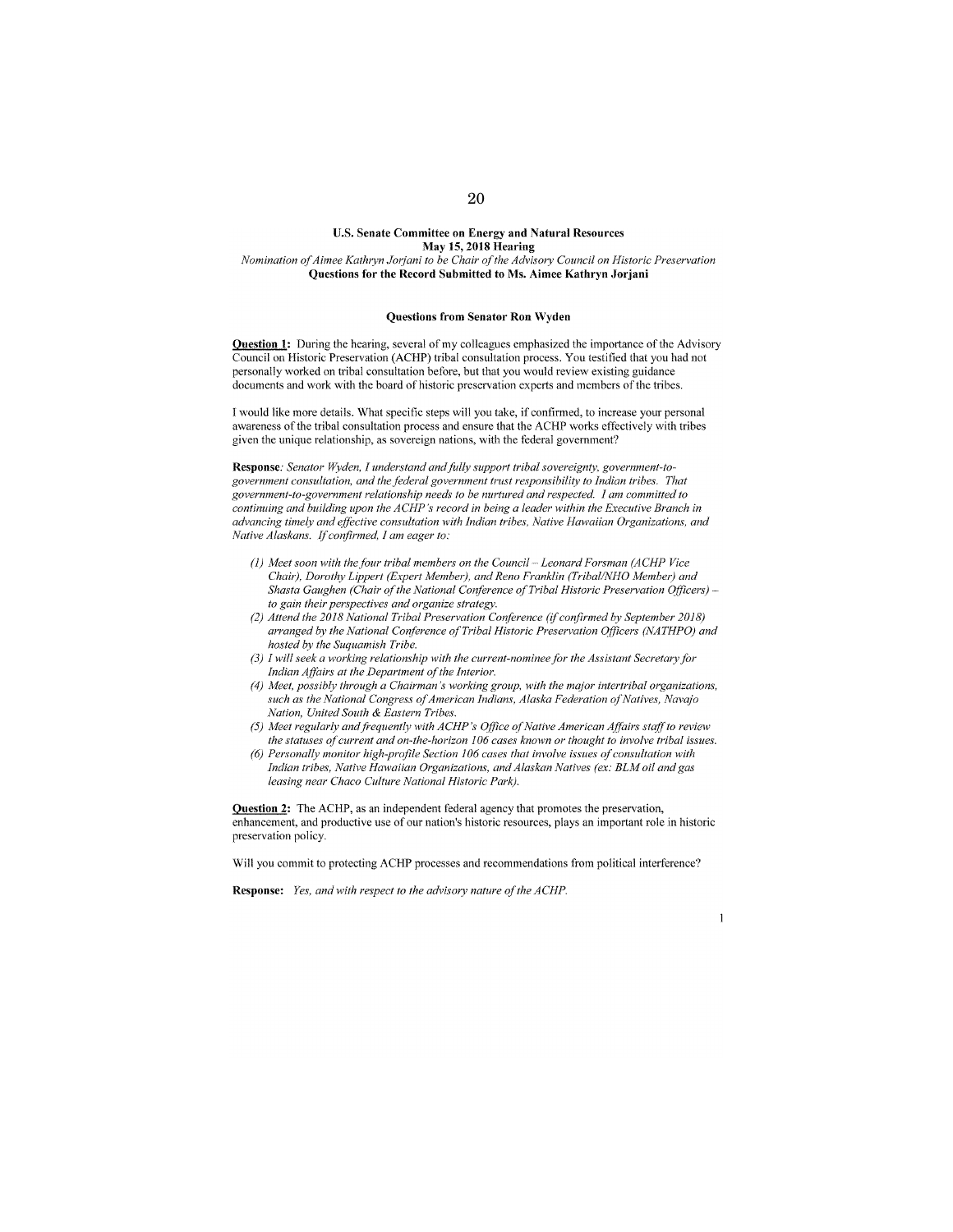**U.S. Senate Committee on Energy and Natural Resources**
**May 15, 2018 Hearing**
*Nomination of Aimee Kathryn Jorjani to be Chair of the Advisory Council on Historic Preservation*
**Questions for the Record Submitted to Ms. Aimee Kathryn Jorjani**

**Questions from Senator Ron Wyden**

**Question 1:** During the hearing, several of my colleagues emphasized the importance of the Advisory Council on Historic Preservation (ACHP) tribal consultation process. You testified that you had not personally worked on tribal consultation before, but that you would review existing guidance documents and work with the board of historic preservation experts and members of the tribes.

I would like more details. What specific steps will you take, if confirmed, to increase your personal awareness of the tribal consultation process and ensure that the ACHP works effectively with tribes given the unique relationship, as sovereign nations, with the federal government?

**Response**: *Senator Wyden, I understand and fully support tribal sovereignty, government-to-government consultation, and the federal government trust responsibility to Indian tribes. That government-to-government relationship needs to be nurtured and respected. I am committed to continuing and building upon the ACHP's record in being a leader within the Executive Branch in advancing timely and effective consultation with Indian tribes, Native Hawaiian Organizations, and Native Alaskans. If confirmed, I am eager to:*

1. *Meet soon with the four tribal members on the Council – Leonard Forsman (ACHP Vice Chair), Dorothy Lippert (Expert Member), and Reno Franklin (Tribal/NHO Member) and Shasta Gaughen (Chair of the National Conference of Tribal Historic Preservation Officers) – to gain their perspectives and organize strategy.*
2. *Attend the 2018 National Tribal Preservation Conference (if confirmed by September 2018) arranged by the National Conference of Tribal Historic Preservation Officers (NATHPO) and hosted by the Suquamish Tribe.*
3. *I will seek a working relationship with the current-nominee for the Assistant Secretary for Indian Affairs at the Department of the Interior.*
4. *Meet, possibly through a Chairman's working group, with the major intertribal organizations, such as the National Congress of American Indians, Alaska Federation of Natives, Navajo Nation, United South & Eastern Tribes.*
5. *Meet regularly and frequently with ACHP's Office of Native American Affairs staff to review the statuses of current and on-the-horizon 106 cases known or thought to involve tribal issues.*
6. *Personally monitor high-profile Section 106 cases that involve issues of consultation with Indian tribes, Native Hawaiian Organizations, and Alaskan Natives (ex: BLM oil and gas leasing near Chaco Culture National Historic Park).*

**Question 2:** The ACHP, as an independent federal agency that promotes the preservation, enhancement, and productive use of our nation's historic resources, plays an important role in historic preservation policy.

Will you commit to protecting ACHP processes and recommendations from political interference?

**Response:** *Yes, and with respect to the advisory nature of the ACHP.*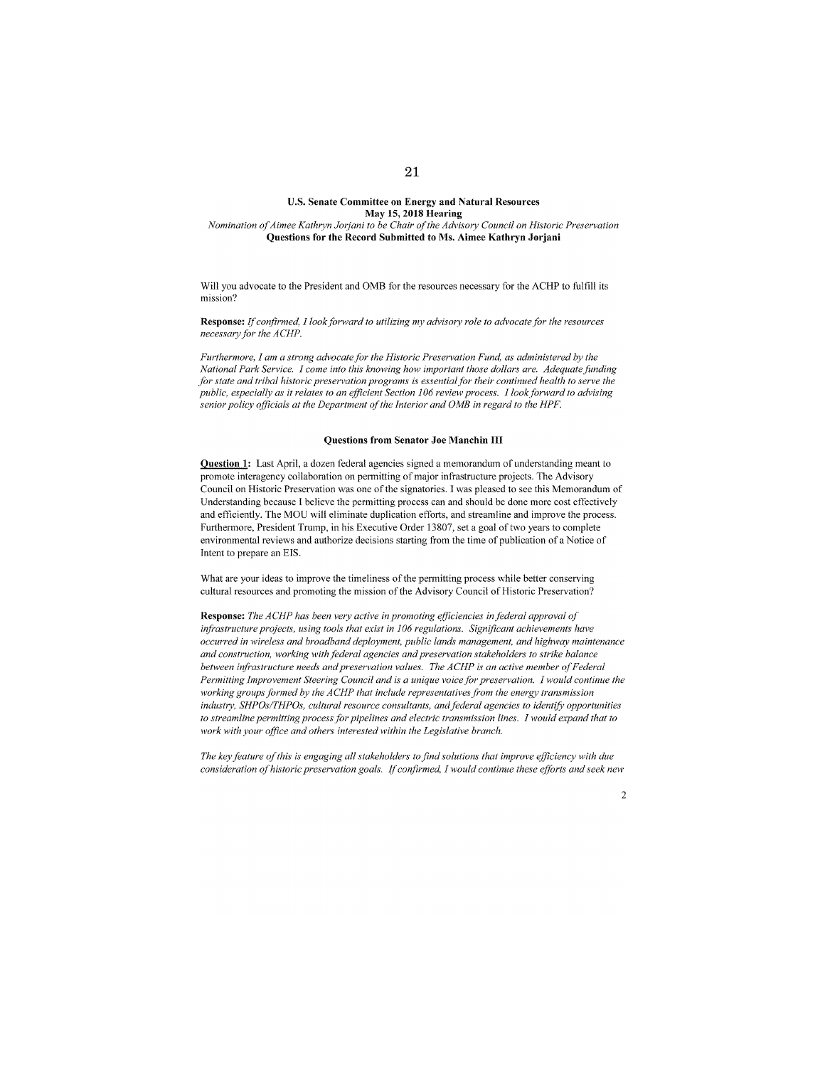**U.S. Senate Committee on Energy and Natural Resources**
**May 15, 2018 Hearing**
*Nomination of Aimee Kathryn Jorjani to be Chair of the Advisory Council on Historic Preservation*
**Questions for the Record Submitted to Ms. Aimee Kathryn Jorjani**

Will you advocate to the President and OMB for the resources necessary for the ACHP to fulfill its mission?

**Response:** *If confirmed, I look forward to utilizing my advisory role to advocate for the resources necessary for the ACHP.*

*Furthermore, I am a strong advocate for the Historic Preservation Fund, as administered by the National Park Service. I come into this knowing how important those dollars are. Adequate funding for state and tribal historic preservation programs is essential for their continued health to serve the public, especially as it relates to an efficient Section 106 review process. I look forward to advising senior policy officials at the Department of the Interior and OMB in regard to the HPF.*

### Questions from Senator Joe Manchin III

**Question 1:** Last April, a dozen federal agencies signed a memorandum of understanding meant to promote interagency collaboration on permitting of major infrastructure projects. The Advisory Council on Historic Preservation was one of the signatories. I was pleased to see this Memorandum of Understanding because I believe the permitting process can and should be done more cost effectively and efficiently. The MOU will eliminate duplication efforts, and streamline and improve the process. Furthermore, President Trump, in his Executive Order 13807, set a goal of two years to complete environmental reviews and authorize decisions starting from the time of publication of a Notice of Intent to prepare an EIS.

What are your ideas to improve the timeliness of the permitting process while better conserving cultural resources and promoting the mission of the Advisory Council of Historic Preservation?

**Response:** *The ACHP has been very active in promoting efficiencies in federal approval of infrastructure projects, using tools that exist in 106 regulations. Significant achievements have occurred in wireless and broadband deployment, public lands management, and highway maintenance and construction, working with federal agencies and preservation stakeholders to strike balance between infrastructure needs and preservation values. The ACHP is an active member of Federal Permitting Improvement Steering Council and is a unique voice for preservation. I would continue the working groups formed by the ACHP that include representatives from the energy transmission industry, SHPOs/THPOs, cultural resource consultants, and federal agencies to identify opportunities to streamline permitting process for pipelines and electric transmission lines. I would expand that to work with your office and others interested within the Legislative branch.*

*The key feature of this is engaging all stakeholders to find solutions that improve efficiency with due consideration of historic preservation goals. If confirmed, I would continue these efforts and seek new*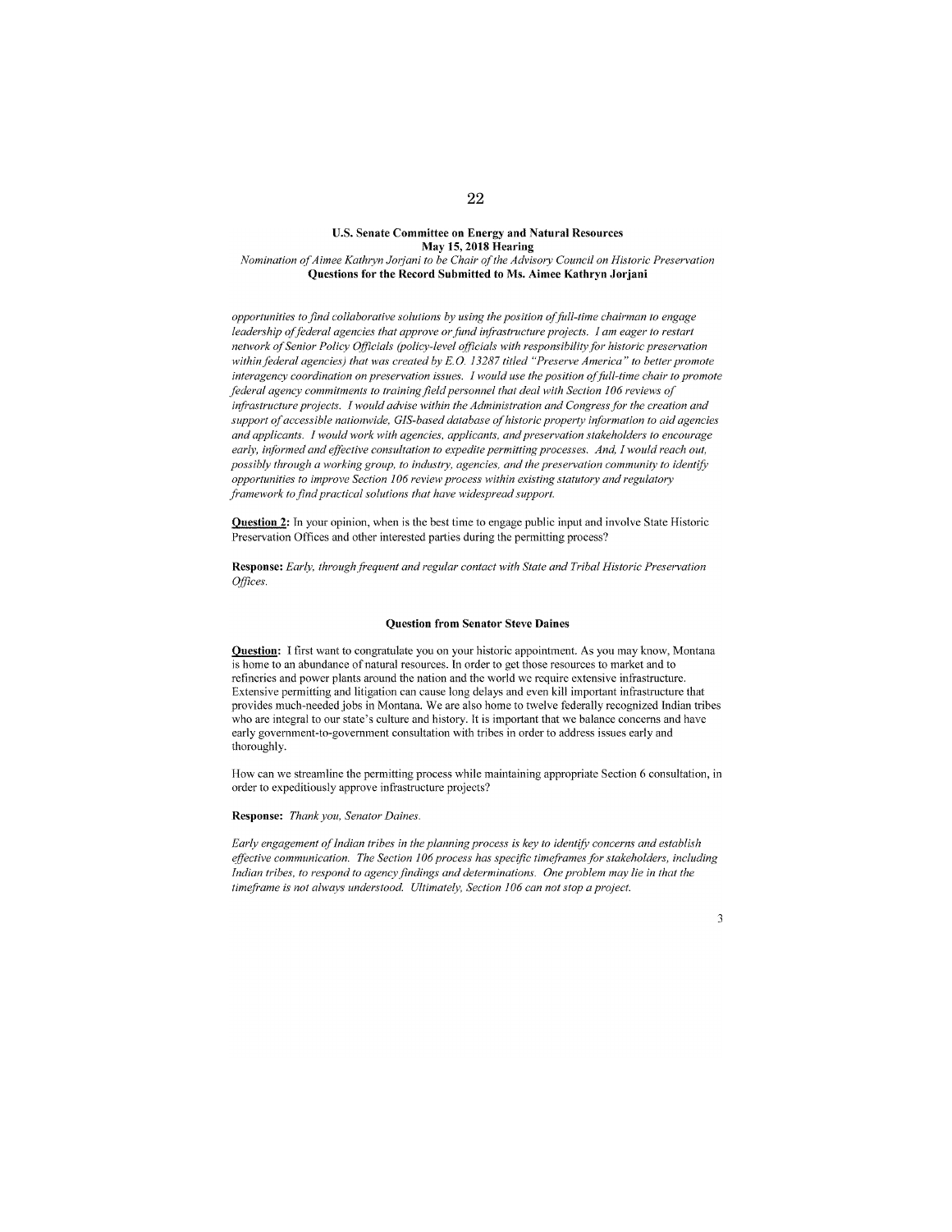**U.S. Senate Committee on Energy and Natural Resources**
**May 15, 2018 Hearing**
*Nomination of Aimee Kathryn Jorjani to be Chair of the Advisory Council on Historic Preservation*
**Questions for the Record Submitted to Ms. Aimee Kathryn Jorjani**

*opportunities to find collaborative solutions by using the position of full-time chairman to engage leadership of federal agencies that approve or fund infrastructure projects. I am eager to restart network of Senior Policy Officials (policy-level officials with responsibility for historic preservation within federal agencies) that was created by E.O. 13287 titled "Preserve America" to better promote interagency coordination on preservation issues. I would use the position of full-time chair to promote federal agency commitments to training field personnel that deal with Section 106 reviews of infrastructure projects. I would advise within the Administration and Congress for the creation and support of accessible nationwide, GIS-based database of historic property information to aid agencies and applicants. I would work with agencies, applicants, and preservation stakeholders to encourage early, informed and effective consultation to expedite permitting processes. And, I would reach out, possibly through a working group, to industry, agencies, and the preservation community to identify opportunities to improve Section 106 review process within existing statutory and regulatory framework to find practical solutions that have widespread support.*

**Question 2:** In your opinion, when is the best time to engage public input and involve State Historic Preservation Offices and other interested parties during the permitting process?

**Response:** *Early, through frequent and regular contact with State and Tribal Historic Preservation Offices.*

### Question from Senator Steve Daines

**Question:** I first want to congratulate you on your historic appointment. As you may know, Montana is home to an abundance of natural resources. In order to get those resources to market and to refineries and power plants around the nation and the world we require extensive infrastructure. Extensive permitting and litigation can cause long delays and even kill important infrastructure that provides much-needed jobs in Montana. We are also home to twelve federally recognized Indian tribes who are integral to our state's culture and history. It is important that we balance concerns and have early government-to-government consultation with tribes in order to address issues early and thoroughly.

How can we streamline the permitting process while maintaining appropriate Section 6 consultation, in order to expeditiously approve infrastructure projects?

**Response:** *Thank you, Senator Daines.*

*Early engagement of Indian tribes in the planning process is key to identify concerns and establish effective communication. The Section 106 process has specific timeframes for stakeholders, including Indian tribes, to respond to agency findings and determinations. One problem may lie in that the timeframe is not always understood. Ultimately, Section 106 can not stop a project.*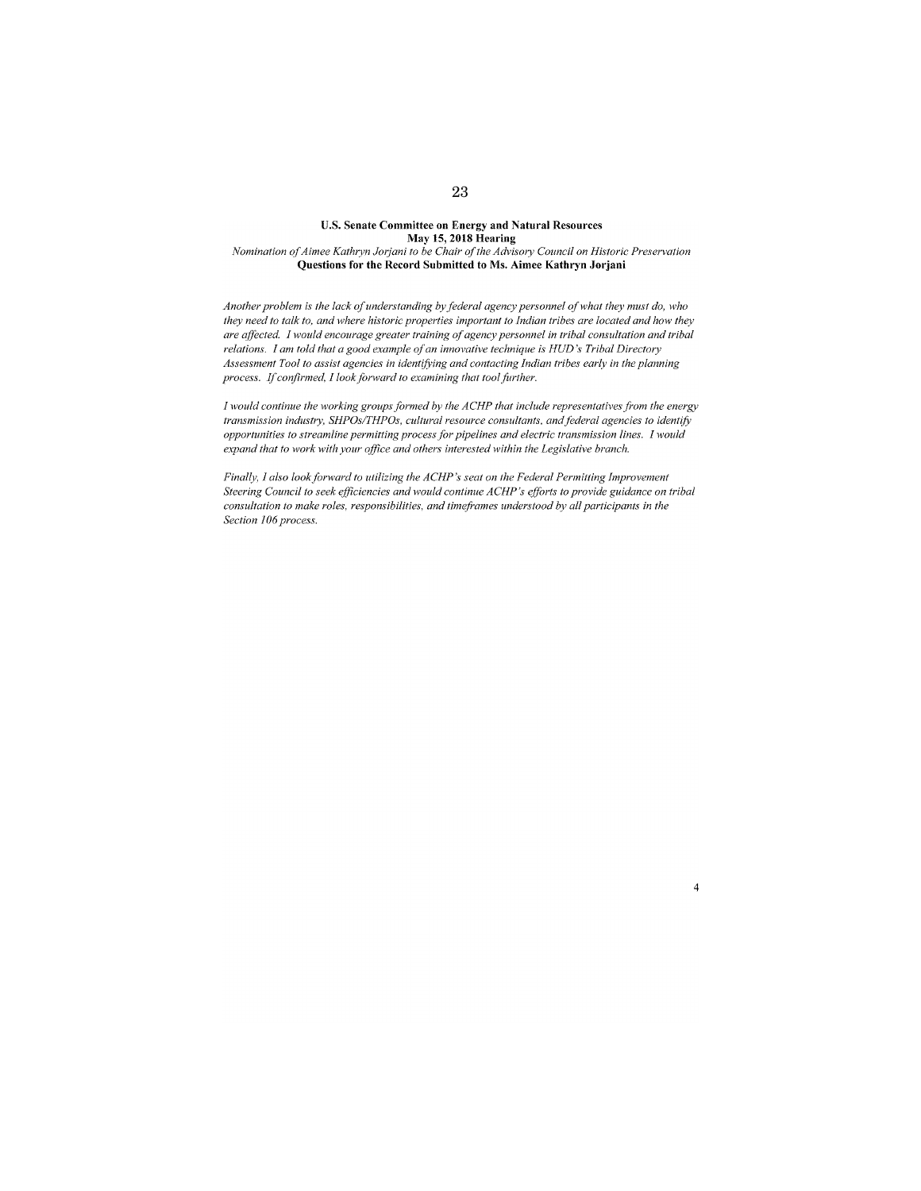**U.S. Senate Committee on Energy and Natural Resources**
**May 15, 2018 Hearing**
*Nomination of Aimee Kathryn Jorjani to be Chair of the Advisory Council on Historic Preservation*
**Questions for the Record Submitted to Ms. Aimee Kathryn Jorjani**

*Another problem is the lack of understanding by federal agency personnel of what they must do, who they need to talk to, and where historic properties important to Indian tribes are located and how they are affected. I would encourage greater training of agency personnel in tribal consultation and tribal relations. I am told that a good example of an innovative technique is HUD's Tribal Directory Assessment Tool to assist agencies in identifying and contacting Indian tribes early in the planning process. If confirmed, I look forward to examining that tool further.*

*I would continue the working groups formed by the ACHP that include representatives from the energy transmission industry, SHPOs/THPOs, cultural resource consultants, and federal agencies to identify opportunities to streamline permitting process for pipelines and electric transmission lines. I would expand that to work with your office and others interested within the Legislative branch.*

*Finally, I also look forward to utilizing the ACHP's seat on the Federal Permitting Improvement Steering Council to seek efficiencies and would continue ACHP's efforts to provide guidance on tribal consultation to make roles, responsibilities, and timeframes understood by all participants in the Section 106 process.*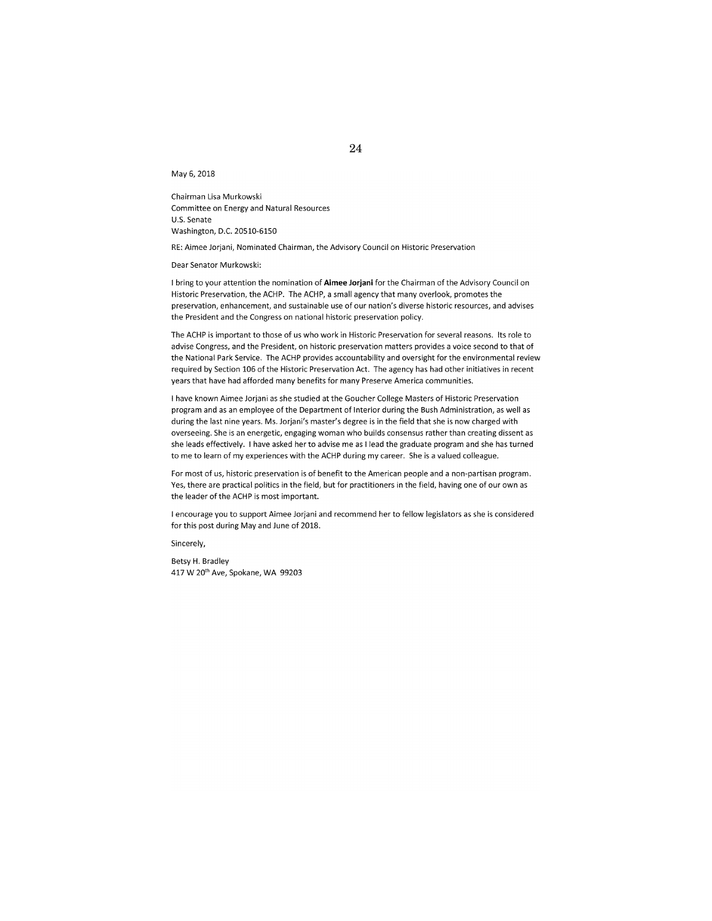May 6, 2018

Chairman Lisa Murkowski
Committee on Energy and Natural Resources
U.S. Senate
Washington, D.C. 20510-6150

RE: Aimee Jorjani, Nominated Chairman, the Advisory Council on Historic Preservation

Dear Senator Murkowski:

I bring to your attention the nomination of **Aimee Jorjani** for the Chairman of the Advisory Council on Historic Preservation, the ACHP. The ACHP, a small agency that many overlook, promotes the preservation, enhancement, and sustainable use of our nation's diverse historic resources, and advises the President and the Congress on national historic preservation policy.

The ACHP is important to those of us who work in Historic Preservation for several reasons. Its role to advise Congress, and the President, on historic preservation matters provides a voice second to that of the National Park Service. The ACHP provides accountability and oversight for the environmental review required by Section 106 of the Historic Preservation Act. The agency has had other initiatives in recent years that have had afforded many benefits for many Preserve America communities.

I have known Aimee Jorjani as she studied at the Goucher College Masters of Historic Preservation program and as an employee of the Department of Interior during the Bush Administration, as well as during the last nine years. Ms. Jorjani's master's degree is in the field that she is now charged with overseeing. She is an energetic, engaging woman who builds consensus rather than creating dissent as she leads effectively. I have asked her to advise me as I lead the graduate program and she has turned to me to learn of my experiences with the ACHP during my career. She is a valued colleague.

For most of us, historic preservation is of benefit to the American people and a non-partisan program. Yes, there are practical politics in the field, but for practitioners in the field, having one of our own as the leader of the ACHP is most important.

I encourage you to support Aimee Jorjani and recommend her to fellow legislators as she is considered for this post during May and June of 2018.

Sincerely,

Betsy H. Bradley
417 W 20th Ave, Spokane, WA 99203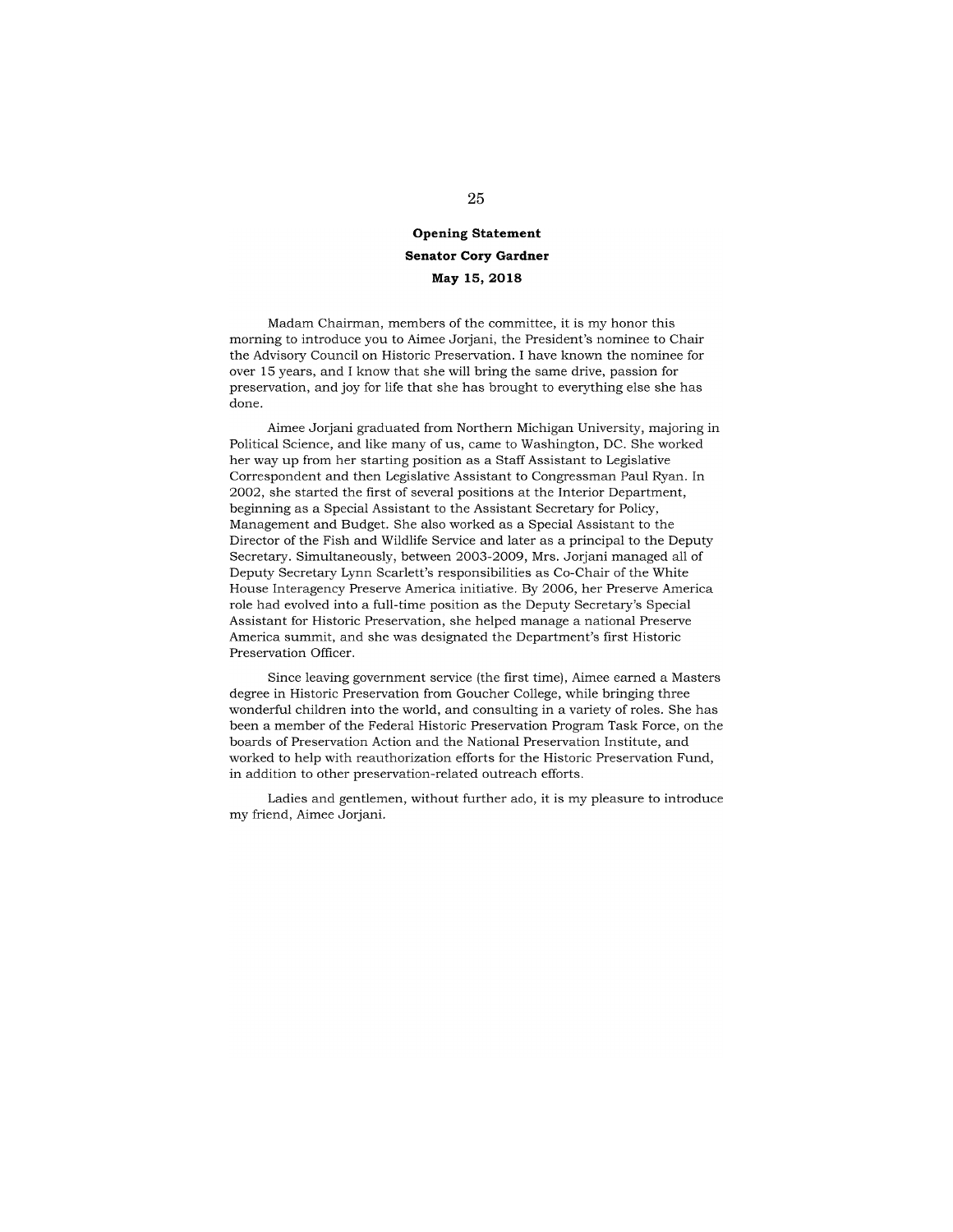**Opening Statement**

**Senator Cory Gardner**

**May 15, 2018**

Madam Chairman, members of the committee, it is my honor this morning to introduce you to Aimee Jorjani, the President's nominee to Chair the Advisory Council on Historic Preservation. I have known the nominee for over 15 years, and I know that she will bring the same drive, passion for preservation, and joy for life that she has brought to everything else she has done.

Aimee Jorjani graduated from Northern Michigan University, majoring in Political Science, and like many of us, came to Washington, DC. She worked her way up from her starting position as a Staff Assistant to Legislative Correspondent and then Legislative Assistant to Congressman Paul Ryan. In 2002, she started the first of several positions at the Interior Department, beginning as a Special Assistant to the Assistant Secretary for Policy, Management and Budget. She also worked as a Special Assistant to the Director of the Fish and Wildlife Service and later as a principal to the Deputy Secretary. Simultaneously, between 2003-2009, Mrs. Jorjani managed all of Deputy Secretary Lynn Scarlett's responsibilities as Co-Chair of the White House Interagency Preserve America initiative. By 2006, her Preserve America role had evolved into a full-time position as the Deputy Secretary's Special Assistant for Historic Preservation, she helped manage a national Preserve America summit, and she was designated the Department's first Historic Preservation Officer.

Since leaving government service (the first time), Aimee earned a Masters degree in Historic Preservation from Goucher College, while bringing three wonderful children into the world, and consulting in a variety of roles. She has been a member of the Federal Historic Preservation Program Task Force, on the boards of Preservation Action and the National Preservation Institute, and worked to help with reauthorization efforts for the Historic Preservation Fund, in addition to other preservation-related outreach efforts.

Ladies and gentlemen, without further ado, it is my pleasure to introduce my friend, Aimee Jorjani.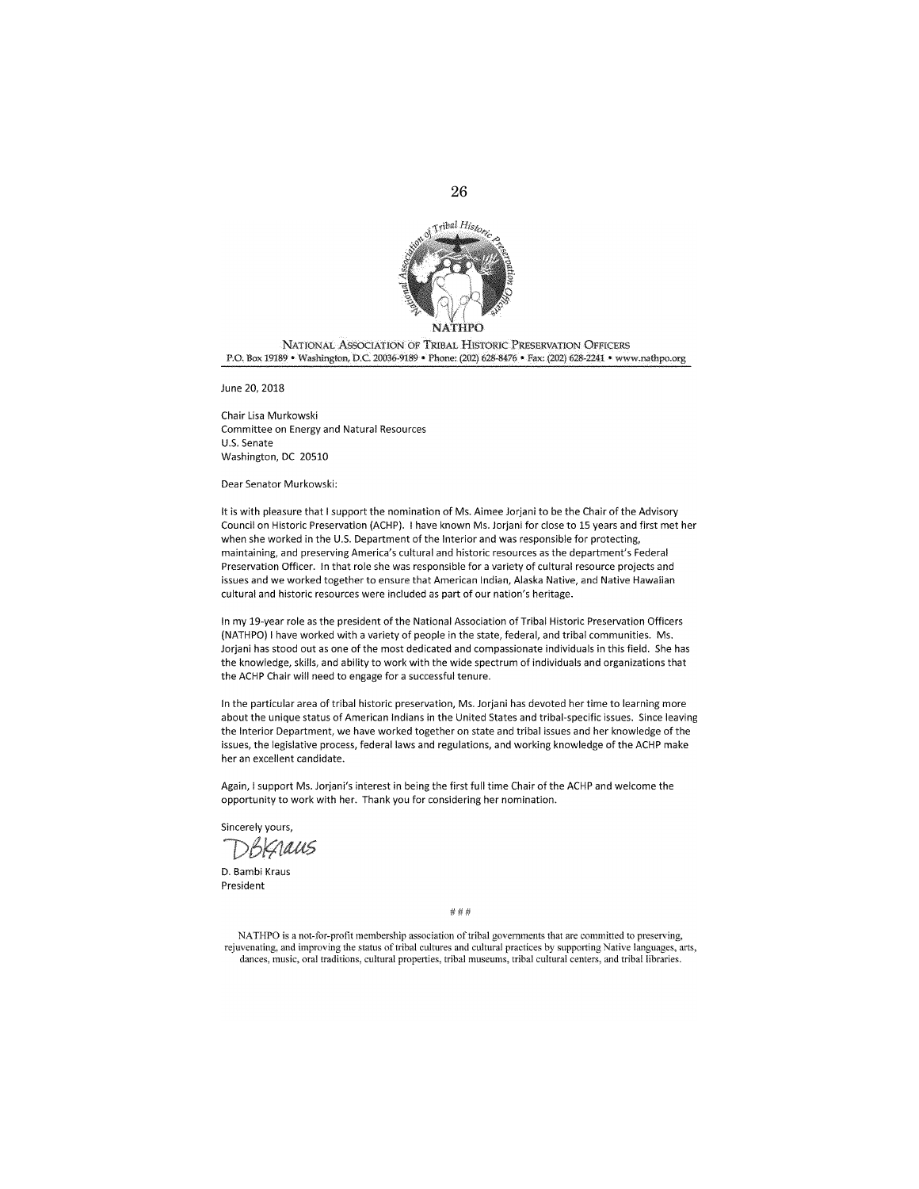**NATHPO**

NATIONAL ASSOCIATION OF TRIBAL HISTORIC PRESERVATION OFFICERS

P.O. Box 19189 • Washington, D.C. 20036-9189 • Phone: (202) 628-8476 • Fax: (202) 628-2241 • www.nathpo.org

June 20, 2018

Chair Lisa Murkowski
Committee on Energy and Natural Resources
U.S. Senate
Washington, DC 20510

Dear Senator Murkowski:

It is with pleasure that I support the nomination of Ms. Aimee Jorjani to be the Chair of the Advisory Council on Historic Preservation (ACHP). I have known Ms. Jorjani for close to 15 years and first met her when she worked in the U.S. Department of the Interior and was responsible for protecting, maintaining, and preserving America's cultural and historic resources as the department's Federal Preservation Officer. In that role she was responsible for a variety of cultural resource projects and issues and we worked together to ensure that American Indian, Alaska Native, and Native Hawaiian cultural and historic resources were included as part of our nation's heritage.

In my 19-year role as the president of the National Association of Tribal Historic Preservation Officers (NATHPO) I have worked with a variety of people in the state, federal, and tribal communities. Ms. Jorjani has stood out as one of the most dedicated and compassionate individuals in this field. She has the knowledge, skills, and ability to work with the wide spectrum of individuals and organizations that the ACHP Chair will need to engage for a successful tenure.

In the particular area of tribal historic preservation, Ms. Jorjani has devoted her time to learning more about the unique status of American Indians in the United States and tribal-specific issues. Since leaving the Interior Department, we have worked together on state and tribal issues and her knowledge of the issues, the legislative process, federal laws and regulations, and working knowledge of the ACHP make her an excellent candidate.

Again, I support Ms. Jorjani's interest in being the first full time Chair of the ACHP and welcome the opportunity to work with her. Thank you for considering her nomination.

Sincerely yours,

DBKraus

D. Bambi Kraus
President

###

NATHPO is a not-for-profit membership association of tribal governments that are committed to preserving, rejuvenating, and improving the status of tribal cultures and cultural practices by supporting Native languages, arts, dances, music, oral traditions, cultural properties, tribal museums, tribal cultural centers, and tribal libraries.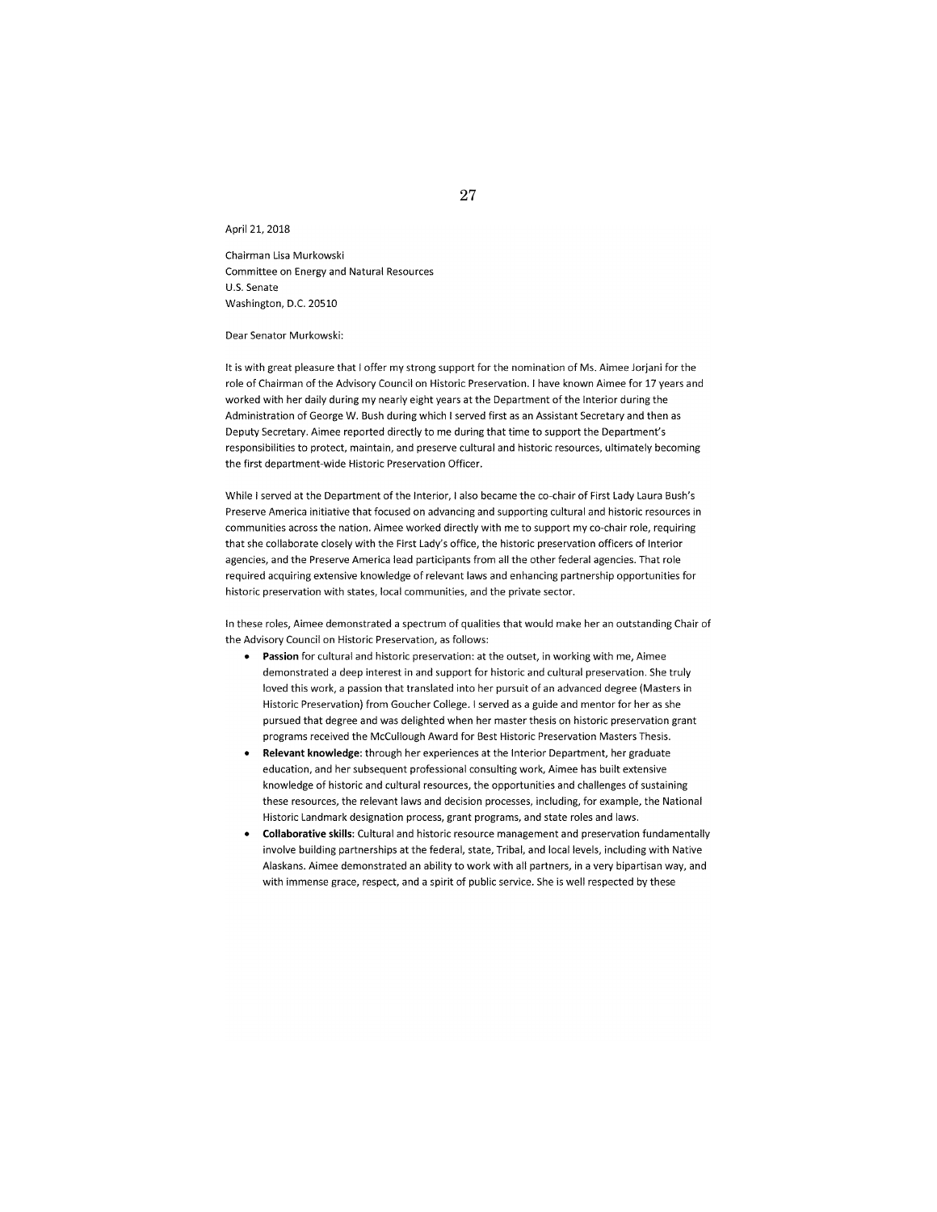April 21, 2018

Chairman Lisa Murkowski
Committee on Energy and Natural Resources
U.S. Senate
Washington, D.C. 20510

Dear Senator Murkowski:

It is with great pleasure that I offer my strong support for the nomination of Ms. Aimee Jorjani for the role of Chairman of the Advisory Council on Historic Preservation. I have known Aimee for 17 years and worked with her daily during my nearly eight years at the Department of the Interior during the Administration of George W. Bush during which I served first as an Assistant Secretary and then as Deputy Secretary. Aimee reported directly to me during that time to support the Department's responsibilities to protect, maintain, and preserve cultural and historic resources, ultimately becoming the first department-wide Historic Preservation Officer.

While I served at the Department of the Interior, I also became the co-chair of First Lady Laura Bush's Preserve America initiative that focused on advancing and supporting cultural and historic resources in communities across the nation. Aimee worked directly with me to support my co-chair role, requiring that she collaborate closely with the First Lady's office, the historic preservation officers of Interior agencies, and the Preserve America lead participants from all the other federal agencies. That role required acquiring extensive knowledge of relevant laws and enhancing partnership opportunities for historic preservation with states, local communities, and the private sector.

In these roles, Aimee demonstrated a spectrum of qualities that would make her an outstanding Chair of the Advisory Council on Historic Preservation, as follows:

- **Passion** for cultural and historic preservation: at the outset, in working with me, Aimee demonstrated a deep interest in and support for historic and cultural preservation. She truly loved this work, a passion that translated into her pursuit of an advanced degree (Masters in Historic Preservation) from Goucher College. I served as a guide and mentor for her as she pursued that degree and was delighted when her master thesis on historic preservation grant programs received the McCullough Award for Best Historic Preservation Masters Thesis.
- **Relevant knowledge**: through her experiences at the Interior Department, her graduate education, and her subsequent professional consulting work, Aimee has built extensive knowledge of historic and cultural resources, the opportunities and challenges of sustaining these resources, the relevant laws and decision processes, including, for example, the National Historic Landmark designation process, grant programs, and state roles and laws.
- **Collaborative skills**: Cultural and historic resource management and preservation fundamentally involve building partnerships at the federal, state, Tribal, and local levels, including with Native Alaskans. Aimee demonstrated an ability to work with all partners, in a very bipartisan way, and with immense grace, respect, and a spirit of public service. She is well respected by these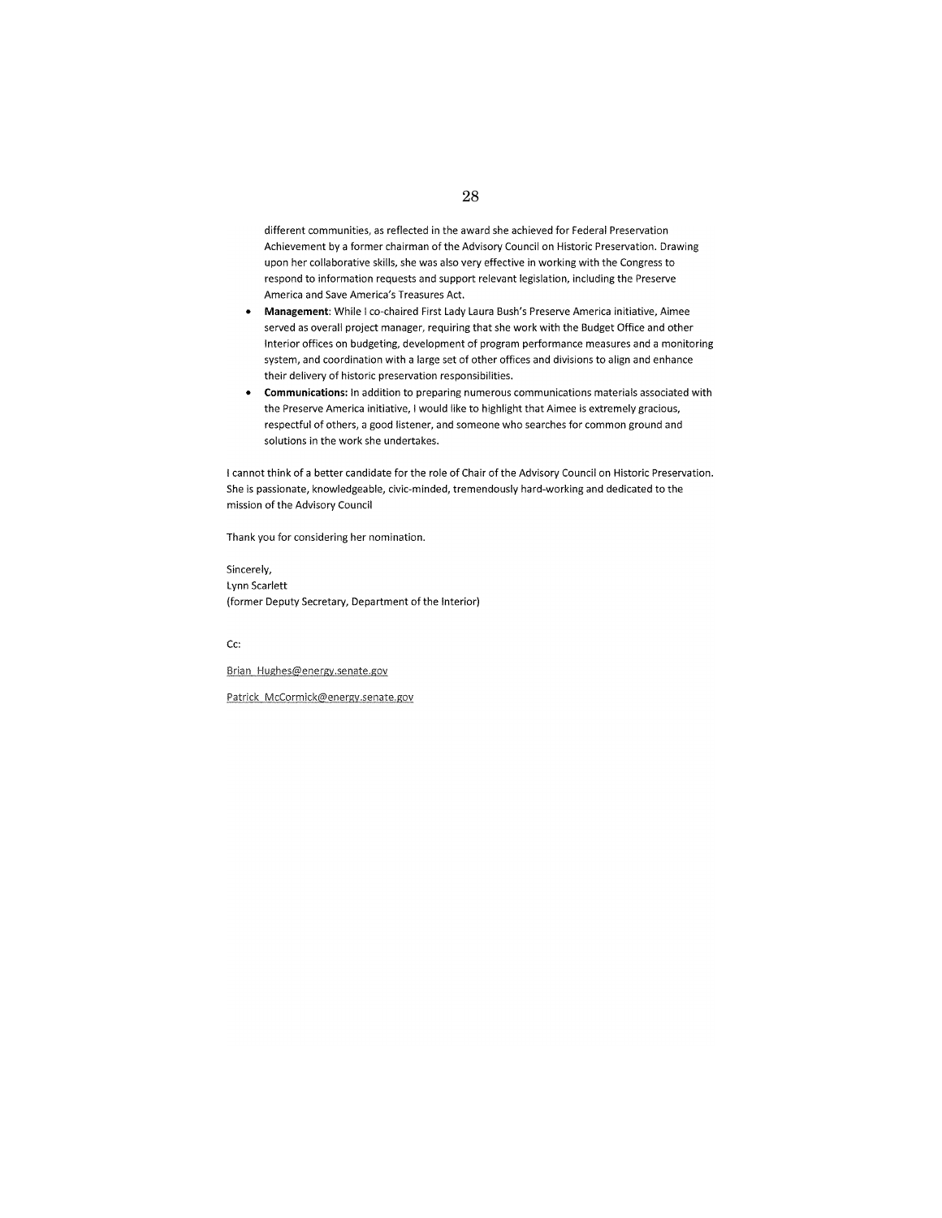different communities, as reflected in the award she achieved for Federal Preservation Achievement by a former chairman of the Advisory Council on Historic Preservation. Drawing upon her collaborative skills, she was also very effective in working with the Congress to respond to information requests and support relevant legislation, including the Preserve America and Save America's Treasures Act.

- **Management**: While I co-chaired First Lady Laura Bush's Preserve America initiative, Aimee served as overall project manager, requiring that she work with the Budget Office and other Interior offices on budgeting, development of program performance measures and a monitoring system, and coordination with a large set of other offices and divisions to align and enhance their delivery of historic preservation responsibilities.
- **Communications:** In addition to preparing numerous communications materials associated with the Preserve America initiative, I would like to highlight that Aimee is extremely gracious, respectful of others, a good listener, and someone who searches for common ground and solutions in the work she undertakes.

I cannot think of a better candidate for the role of Chair of the Advisory Council on Historic Preservation. She is passionate, knowledgeable, civic-minded, tremendously hard-working and dedicated to the mission of the Advisory Council

Thank you for considering her nomination.

Sincerely,
Lynn Scarlett
(former Deputy Secretary, Department of the Interior)

Cc:

Brian_Hughes@energy.senate.gov

Patrick_McCormick@energy.senate.gov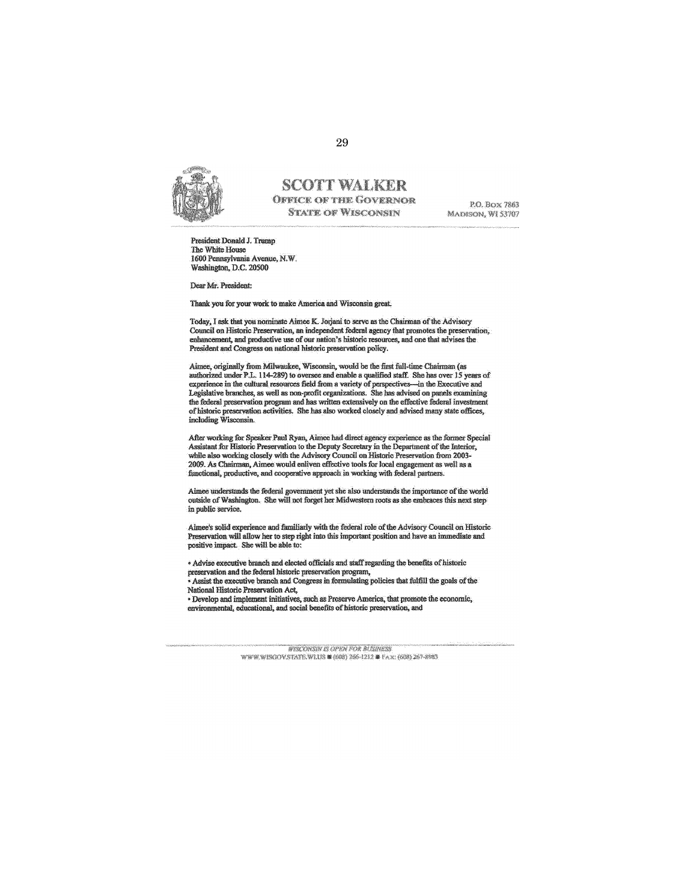**SCOTT WALKER**
OFFICE OF THE GOVERNOR
STATE OF WISCONSIN

P.O. BOX 7863
MADISON, WI 53707

President Donald J. Trump
The White House
1600 Pennsylvania Avenue, N.W.
Washington, D.C. 20500

Dear Mr. President:

Thank you for your work to make America and Wisconsin great.

Today, I ask that you nominate Aimee K. Jorjani to serve as the Chairman of the Advisory Council on Historic Preservation, an independent federal agency that promotes the preservation, enhancement, and productive use of our nation's historic resources, and one that advises the President and Congress on national historic preservation policy.

Aimee, originally from Milwaukee, Wisconsin, would be the first full-time Chairman (as authorized under P.L. 114-289) to oversee and enable a qualified staff. She has over 15 years of experience in the cultural resources field from a variety of perspectives—in the Executive and Legislative branches, as well as non-profit organizations. She has advised on panels examining the federal preservation program and has written extensively on the effective federal investment of historic preservation activities. She has also worked closely and advised many state offices, including Wisconsin.

After working for Speaker Paul Ryan, Aimee had direct agency experience as the former Special Assistant for Historic Preservation to the Deputy Secretary in the Department of the Interior, while also working closely with the Advisory Council on Historic Preservation from 2003-2009. As Chairman, Aimee would enliven effective tools for local engagement as well as a functional, productive, and cooperative approach in working with federal partners.

Aimee understands the federal government yet she also understands the importance of the world outside of Washington. She will not forget her Midwestern roots as she embraces this next step in public service.

Aimee's solid experience and familiarly with the federal role of the Advisory Council on Historic Preservation will allow her to step right into this important position and have an immediate and positive impact. She will be able to:

- Advise executive branch and elected officials and staff regarding the benefits of historic preservation and the federal historic preservation program,
- Assist the executive branch and Congress in formulating policies that fulfill the goals of the National Historic Preservation Act,
- Develop and implement initiatives, such as Preserve America, that promote the economic, environmental, educational, and social benefits of historic preservation, and

*WISCONSIN IS OPEN FOR BUSINESS*
WWW.WISGOV.STATE.WI.US ■ (608) 266-1212 ■ FAX: (608) 267-8983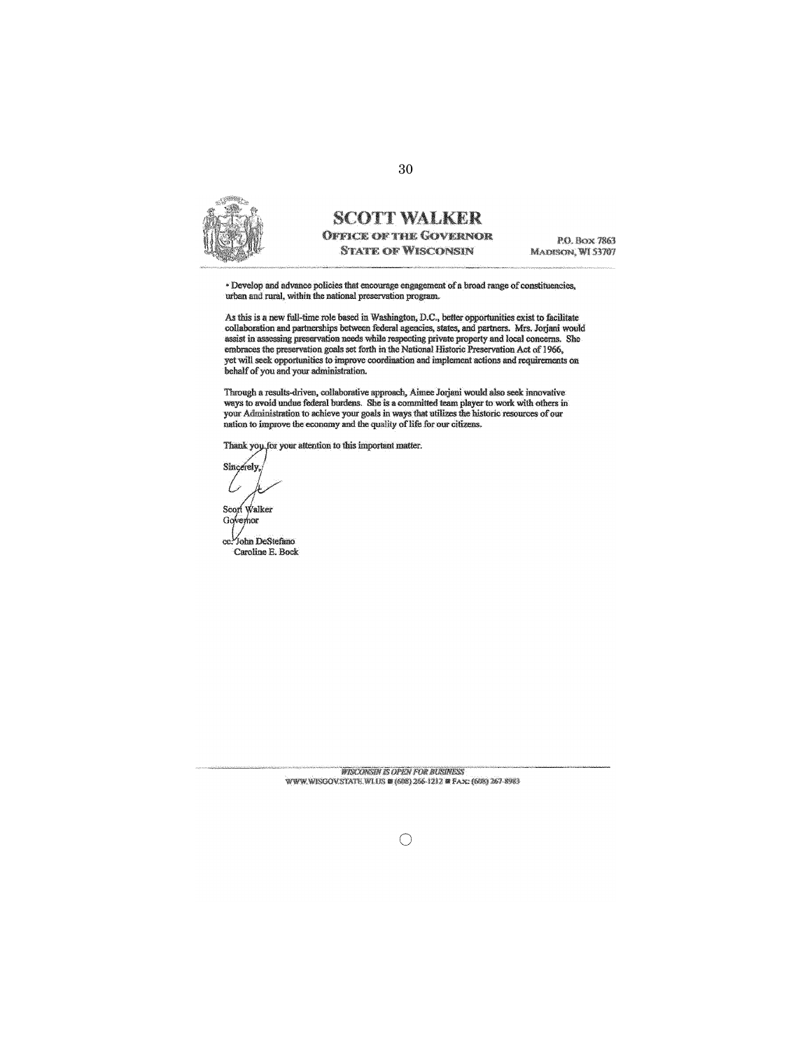# SCOTT WALKER

**OFFICE OF THE GOVERNOR**
**STATE OF WISCONSIN**

P.O. BOX 7863
MADISON, WI 53707

- Develop and advance policies that encourage engagement of a broad range of constituencies, urban and rural, within the national preservation program.

As this is a new full-time role based in Washington, D.C., better opportunities exist to facilitate collaboration and partnerships between federal agencies, states, and partners. Mrs. Jorjani would assist in assessing preservation needs while respecting private property and local concerns. She embraces the preservation goals set forth in the National Historic Preservation Act of 1966, yet will seek opportunities to improve coordination and implement actions and requirements on behalf of you and your administration.

Through a results-driven, collaborative approach, Aimee Jorjani would also seek innovative ways to avoid undue federal burdens. She is a committed team player to work with others in your Administration to achieve your goals in ways that utilizes the historic resources of our nation to improve the economy and the quality of life for our citizens.

Thank you for your attention to this important matter.

Sincerely,

Scott Walker
Governor

cc: John DeStefano
Caroline E. Bock

*WISCONSIN IS OPEN FOR BUSINESS*
WWW.WISGOV.STATE.WI.US ■ (608) 266-1212 ■ FAX: (608) 267-8983